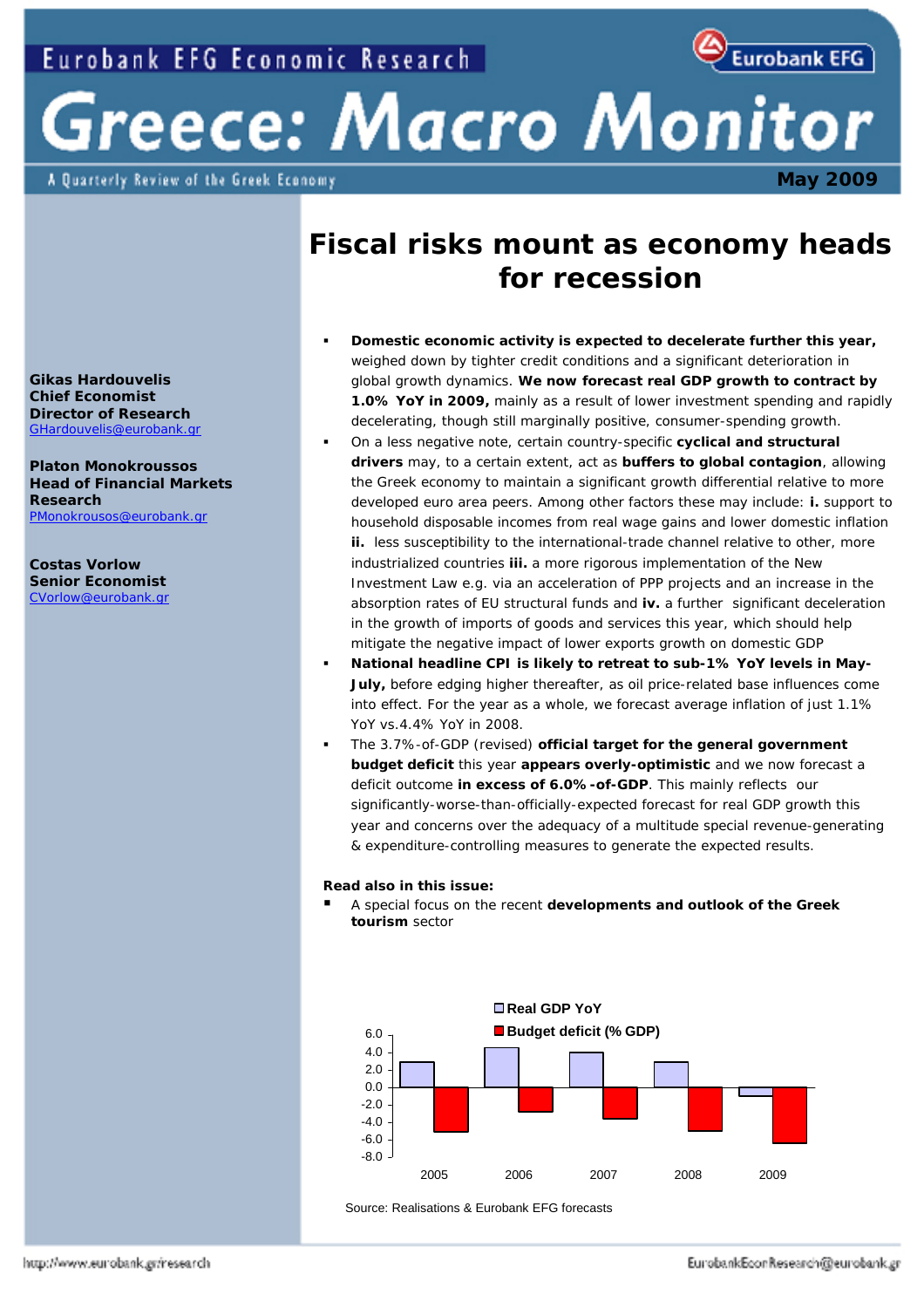Eurobank EFG Economic Research

# Greece: Macro Monitor

A Quarterly Review of the Greek Economy

May 2009

**Gikas Hardouvelis**
**Chief Economist**
**Director of Research**
GHardouvelis@eurobank.gr

**Platon Monokroussos**
**Head of Financial Markets Research**
PMonokrousos@eurobank.gr

**Costas Vorlow**
**Senior Economist**
CVorlow@eurobank.gr

## Fiscal risks mount as economy heads for recession

- **Domestic economic activity is expected to decelerate further this year,** weighed down by tighter credit conditions and a significant deterioration in global growth dynamics. **We now forecast real GDP growth to contract by 1.0% YoY in 2009,** mainly as a result of lower investment spending and rapidly decelerating, though still marginally positive, consumer-spending growth.
- On a less negative note, certain country-specific **cyclical and structural drivers** may, to a certain extent, act as **buffers to global contagion**, allowing the Greek economy to maintain a significant growth differential relative to more developed euro area peers. Among other factors these may include: **i.** support to household disposable incomes from real wage gains and lower domestic inflation **ii.** less susceptibility to the international-trade channel relative to other, more industrialized countries **iii.** a more rigorous implementation of the New Investment Law e.g. via an acceleration of PPP projects and an increase in the absorption rates of EU structural funds and **iv.** a further significant deceleration in the growth of imports of goods and services this year, which should help mitigate the negative impact of lower exports growth on domestic GDP
- **National headline CPI is likely to retreat to sub-1% YoY levels in May-July,** before edging higher thereafter, as oil price-related base influences come into effect. For the year as a whole, we forecast average inflation of just 1.1% YoY vs.4.4% YoY in 2008.
- The 3.7%-of-GDP (revised) **official target for the general government budget deficit** this year **appears overly-optimistic** and we now forecast a deficit outcome **in excess of 6.0%-of-GDP**. This mainly reflects our significantly-worse-than-officially-expected forecast for real GDP growth this year and concerns over the adequacy of a multitude special revenue-generating & expenditure-controlling measures to generate the expected results.

**Read also in this issue:**

- A special focus on the recent **developments and outlook of the Greek tourism** sector

Source: Realisations & Eurobank EFG forecasts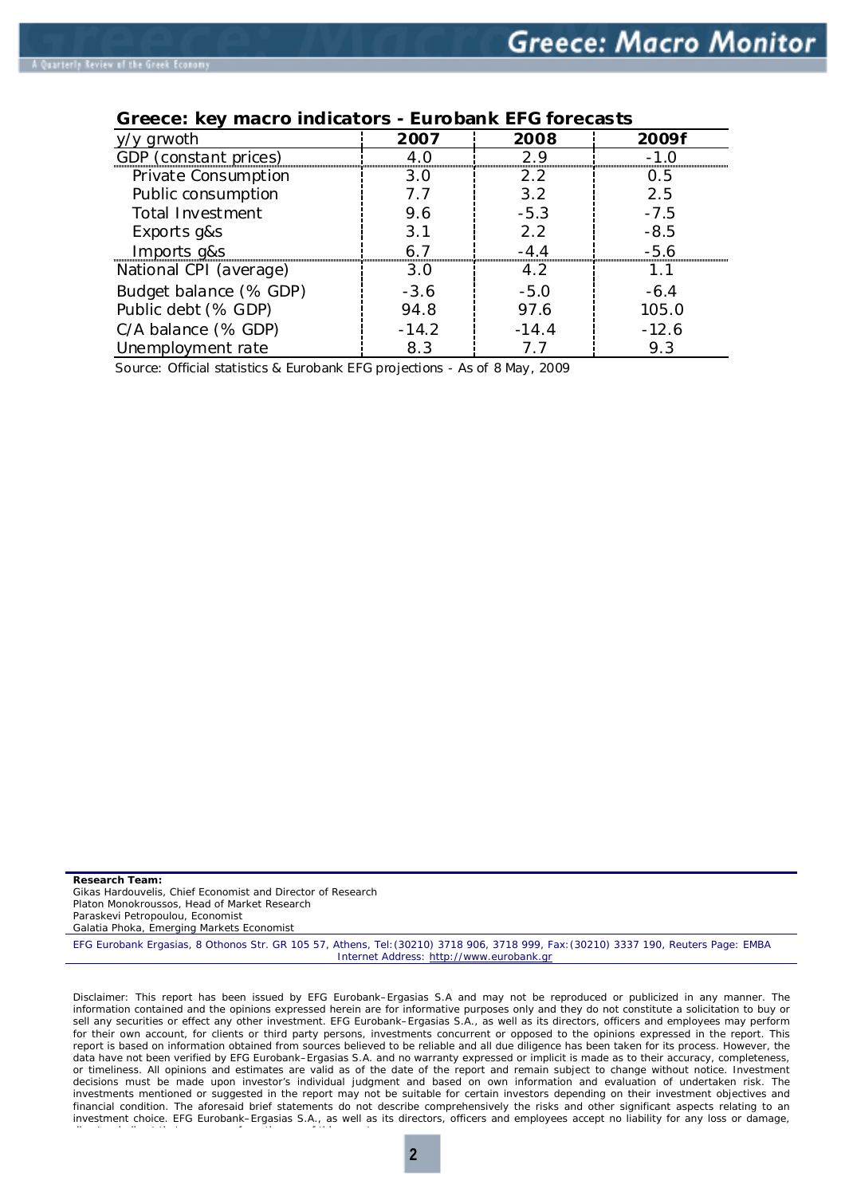**Greece: key macro indicators - Eurobank EFG forecasts**

| y/y grwoth | 2007 | 2008 | 2009f |
|---|---|---|---|
| GDP (constant prices) | 4.0 | 2.9 | -1.0 |
| Private Consumption | 3.0 | 2.2 | 0.5 |
| Public consumption | 7.7 | 3.2 | 2.5 |
| Total Investment | 9.6 | -5.3 | -7.5 |
| Exports g&s | 3.1 | 2.2 | -8.5 |
| Imports g&s | 6.7 | -4.4 | -5.6 |
| National CPI (average) | 3.0 | 4.2 | 1.1 |
| Budget balance (% GDP) | -3.6 | -5.0 | -6.4 |
| Public debt (% GDP) | 94.8 | 97.6 | 105.0 |
| C/A balance (% GDP) | -14.2 | -14.4 | -12.6 |
| Unemployment rate | 8.3 | 7.7 | 9.3 |

Source: Official statistics & Eurobank EFG projections - As of 8 May, 2009

**Research Team:**
Gikas Hardouvelis, Chief Economist and Director of Research
Platon Monokroussos, Head of Market Research
Paraskevi Petropoulou, Economist
Galatia Phoka, Emerging Markets Economist

EFG Eurobank Ergasias, 8 Othonos Str. GR 105 57, Athens, Tel:(30210) 3718 906, 3718 999, Fax:(30210) 3337 190, Reuters Page: EMBA
Internet Address: http://www.eurobank.gr

Disclaimer: This report has been issued by EFG Eurobank–Ergasias S.A and may not be reproduced or publicized in any manner. The information contained and the opinions expressed herein are for informative purposes only and they do not constitute a solicitation to buy or sell any securities or effect any other investment. EFG Eurobank–Ergasias S.A., as well as its directors, officers and employees may perform for their own account, for clients or third party persons, investments concurrent or opposed to the opinions expressed in the report. This report is based on information obtained from sources believed to be reliable and all due diligence has been taken for its process. However, the data have not been verified by EFG Eurobank–Ergasias S.A. and no warranty expressed or implicit is made as to their accuracy, completeness, or timeliness. All opinions and estimates are valid as of the date of the report and remain subject to change without notice. Investment decisions must be made upon investor's individual judgment and based on own information and evaluation of undertaken risk. The investments mentioned or suggested in the report may not be suitable for certain investors depending on their investment objectives and financial condition. The aforesaid brief statements do not describe comprehensively the risks and other significant aspects relating to an investment choice. EFG Eurobank–Ergasias S.A., as well as its directors, officers and employees accept no liability for any loss or damage,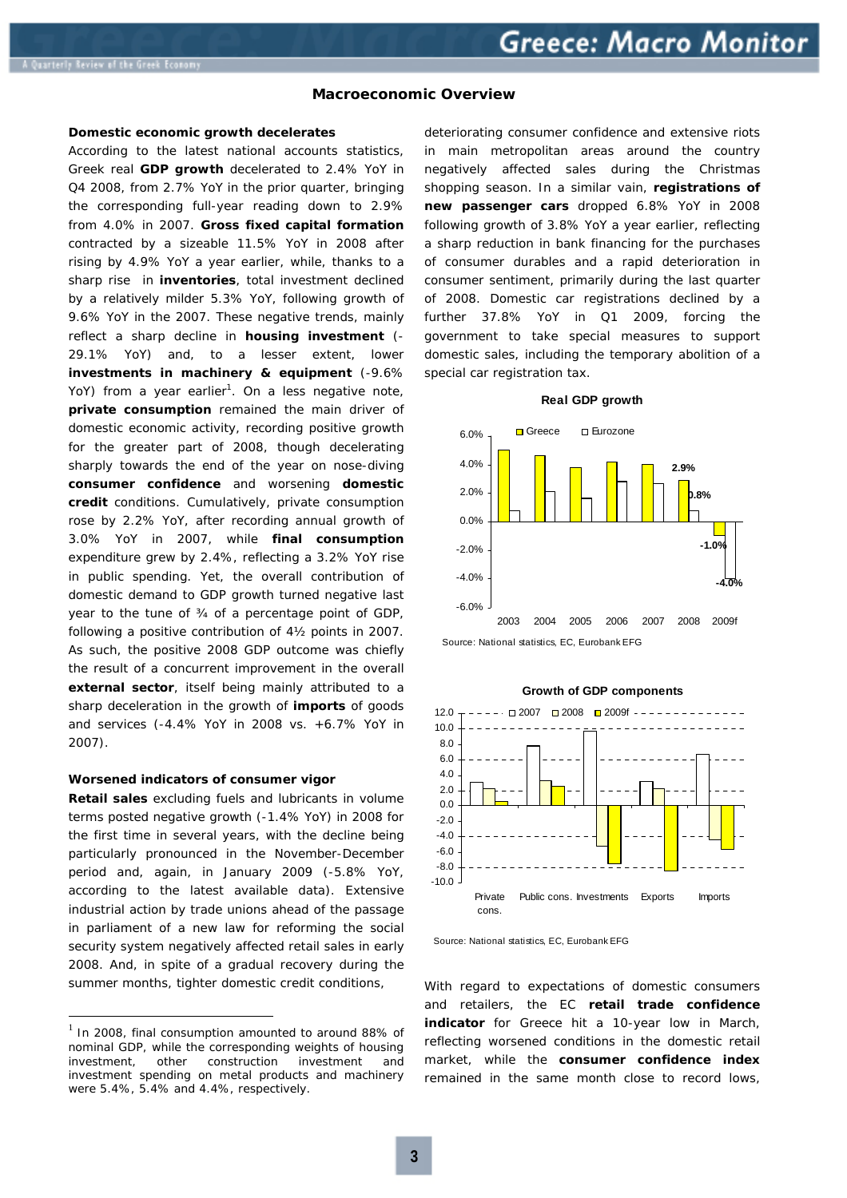## Macroeconomic Overview

**Domestic economic growth decelerates**

According to the latest national accounts statistics, Greek real **GDP growth** decelerated to 2.4% YoY in Q4 2008, from 2.7% YoY in the prior quarter, bringing the corresponding full-year reading down to 2.9% from 4.0% in 2007. **Gross fixed capital formation** contracted by a sizeable 11.5% YoY in 2008 after rising by 4.9% YoY a year earlier, while, thanks to a sharp rise in **inventories**, total investment declined by a relatively milder 5.3% YoY, following growth of 9.6% YoY in the 2007. These negative trends, mainly reflect a sharp decline in **housing investment** (-29.1% YoY) and, to a lesser extent, lower **investments in machinery & equipment** (-9.6% YoY) from a year earlier[1]. On a less negative note, **private consumption** remained the main driver of domestic economic activity, recording positive growth for the greater part of 2008, though decelerating sharply towards the end of the year on nose-diving **consumer confidence** and worsening **domestic credit** conditions. Cumulatively, private consumption rose by 2.2% YoY, after recording annual growth of 3.0% YoY in 2007, while **final consumption** expenditure grew by 2.4%, reflecting a 3.2% YoY rise in public spending. Yet, the overall contribution of domestic demand to GDP growth turned negative last year to the tune of ¾ of a percentage point of GDP, following a positive contribution of 4½ points in 2007. As such, the positive 2008 GDP outcome was chiefly the result of a concurrent improvement in the overall **external sector**, itself being mainly attributed to a sharp deceleration in the growth of **imports** of goods and services (-4.4% YoY in 2008 vs. +6.7% YoY in 2007).

**Worsened indicators of consumer vigor**

**Retail sales** excluding fuels and lubricants in volume terms posted negative growth (-1.4% YoY) in 2008 for the first time in several years, with the decline being particularly pronounced in the November-December period and, again, in January 2009 (-5.8% YoY, according to the latest available data). Extensive industrial action by trade unions ahead of the passage in parliament of a new law for reforming the social security system negatively affected retail sales in early 2008. And, in spite of a gradual recovery during the summer months, tighter domestic credit conditions, deteriorating consumer confidence and extensive riots in main metropolitan areas around the country negatively affected sales during the Christmas shopping season. In a similar vain, **registrations of new passenger cars** dropped 6.8% YoY in 2008 following growth of 3.8% YoY a year earlier, reflecting a sharp reduction in bank financing for the purchases of consumer durables and a rapid deterioration in consumer sentiment, primarily during the last quarter of 2008. Domestic car registrations declined by a further 37.8% YoY in Q1 2009, forcing the government to take special measures to support domestic sales, including the temporary abolition of a special car registration tax.

**Real GDP growth**

| | 2003 | 2004 | 2005 | 2006 | 2007 | 2008 | 2009f |
|---|---|---|---|---|---|---|---|
| Greece | | | | | | 2.9% | -1.0% |
| Eurozone | | | | | | 0.8% | -4.0% |

Source: National statistics, EC, Eurobank EFG

**Growth of GDP components**

(2007, 2008, 2009f — Private cons., Public cons., Investments, Exports, Imports)

Source: National statistics, EC, Eurobank EFG

With regard to expectations of domestic consumers and retailers, the EC **retail trade confidence indicator** for Greece hit a 10-year low in March, reflecting worsened conditions in the domestic retail market, while the **consumer confidence index** remained in the same month close to record lows,

---

[1] In 2008, final consumption amounted to around 88% of nominal GDP, while the corresponding weights of housing investment, other construction investment and investment spending on metal products and machinery were 5.4%, 5.4% and 4.4%, respectively.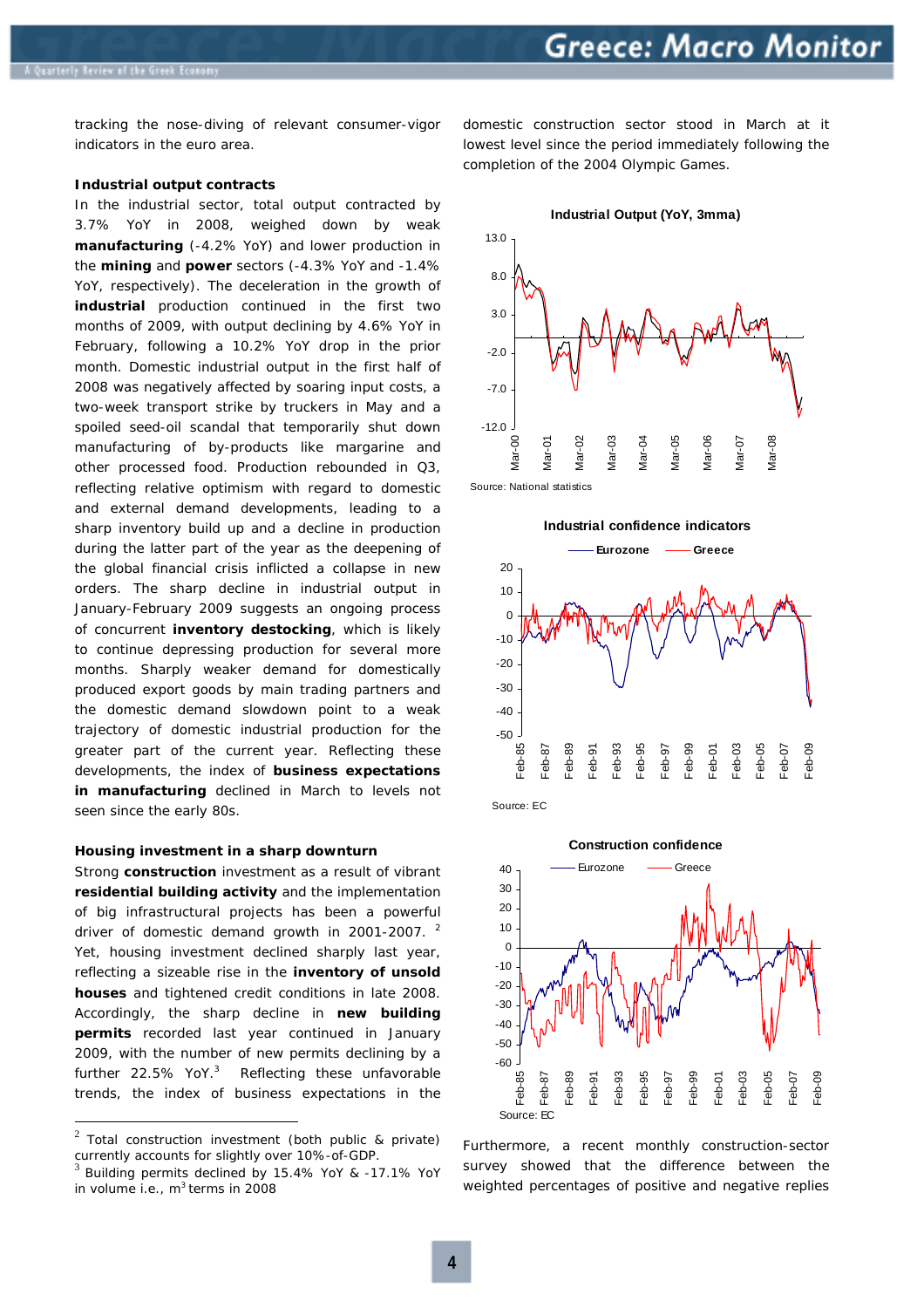tracking the nose-diving of relevant consumer-vigor indicators in the euro area.

**Industrial output contracts**

In the industrial sector, total output contracted by 3.7% YoY in 2008, weighed down by weak **manufacturing** (-4.2% YoY) and lower production in the **mining** and **power** sectors (-4.3% YoY and -1.4% YoY, respectively). The deceleration in the growth of **industrial** production continued in the first two months of 2009, with output declining by 4.6% YoY in February, following a 10.2% YoY drop in the prior month. Domestic industrial output in the first half of 2008 was negatively affected by soaring input costs, a two-week transport strike by truckers in May and a spoiled seed-oil scandal that temporarily shut down manufacturing of by-products like margarine and other processed food. Production rebounded in Q3, reflecting relative optimism with regard to domestic and external demand developments, leading to a sharp inventory build up and a decline in production during the latter part of the year as the deepening of the global financial crisis inflicted a collapse in new orders. The sharp decline in industrial output in January-February 2009 suggests an ongoing process of concurrent **inventory destocking**, which is likely to continue depressing production for several more months. Sharply weaker demand for domestically produced export goods by main trading partners and the domestic demand slowdown point to a weak trajectory of domestic industrial production for the greater part of the current year. Reflecting these developments, the index of **business expectations in manufacturing** declined in March to levels not seen since the early 80s.

**Housing investment in a sharp downturn**

Strong **construction** investment as a result of vibrant **residential building activity** and the implementation of big infrastructural projects has been a powerful driver of domestic demand growth in 2001-2007. [2] Yet, housing investment declined sharply last year, reflecting a sizeable rise in the **inventory of unsold houses** and tightened credit conditions in late 2008. Accordingly, the sharp decline in **new building permits** recorded last year continued in January 2009, with the number of new permits declining by a further 22.5% YoY.[3] Reflecting these unfavorable trends, the index of business expectations in the domestic construction sector stood in March at it lowest level since the period immediately following the completion of the 2004 Olympic Games.

**Industrial Output (YoY, 3mma)**

Source: National statistics

**Industrial confidence indicators**

Source: EC

**Construction confidence**

Source: EC

Furthermore, a recent monthly construction-sector survey showed that the difference between the weighted percentages of positive and negative replies

---

[2] Total construction investment (both public & private) currently accounts for slightly over 10%-of-GDP.

[3] Building permits declined by 15.4% YoY & -17.1% YoY in volume i.e., $m^3$ terms in 2008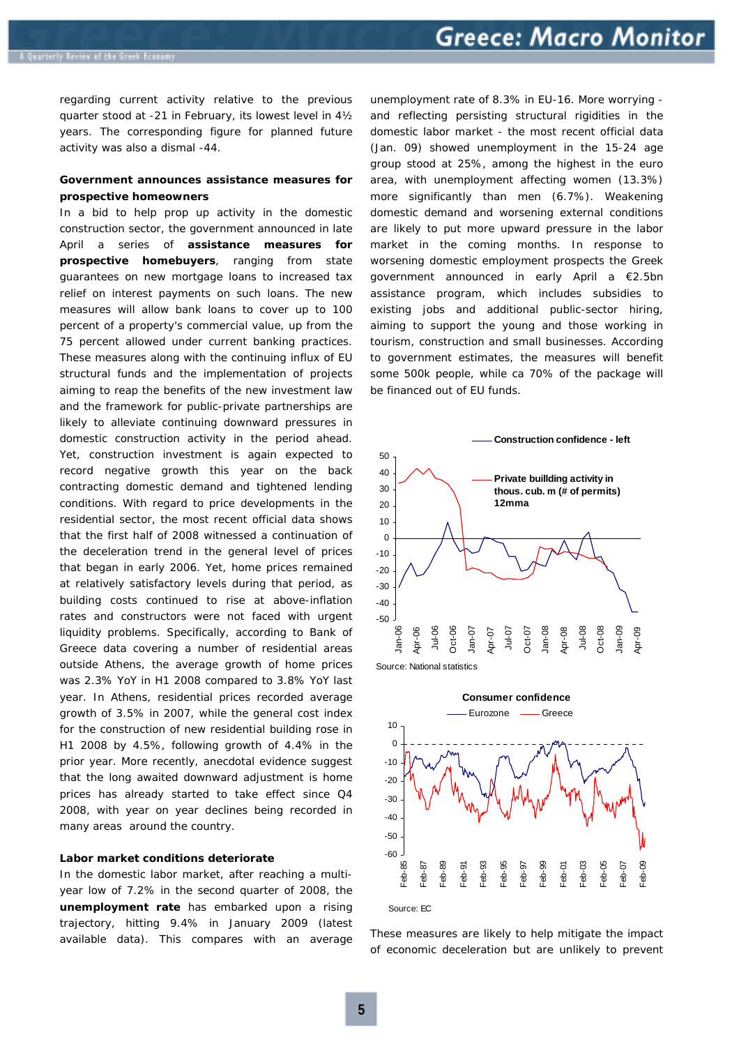regarding current activity relative to the previous quarter stood at -21 in February, its lowest level in 4½ years. The corresponding figure for planned future activity was also a dismal -44.

**Government announces assistance measures for prospective homeowners**

In a bid to help prop up activity in the domestic construction sector, the government announced in late April a series of **assistance measures for prospective homebuyers**, ranging from state guarantees on new mortgage loans to increased tax relief on interest payments on such loans. The new measures will allow bank loans to cover up to 100 percent of a property's commercial value, up from the 75 percent allowed under current banking practices. These measures along with the continuing influx of EU structural funds and the implementation of projects aiming to reap the benefits of the new investment law and the framework for public-private partnerships are likely to alleviate continuing downward pressures in domestic construction activity in the period ahead. Yet, construction investment is again expected to record negative growth this year on the back contracting domestic demand and tightened lending conditions. With regard to price developments in the residential sector, the most recent official data shows that the first half of 2008 witnessed a continuation of the deceleration trend in the general level of prices that began in early 2006. Yet, home prices remained at relatively satisfactory levels during that period, as building costs continued to rise at above-inflation rates and constructors were not faced with urgent liquidity problems. Specifically, according to Bank of Greece data covering a number of residential areas outside Athens, the average growth of home prices was 2.3% YoY in H1 2008 compared to 3.8% YoY last year. In Athens, residential prices recorded average growth of 3.5% in 2007, while the general cost index for the construction of new residential building rose in H1 2008 by 4.5%, following growth of 4.4% in the prior year. More recently, anecdotal evidence suggest that the long awaited downward adjustment is home prices has already started to take effect since Q4 2008, with year on year declines being recorded in many areas around the country.

**Labor market conditions deteriorate**

In the domestic labor market, after reaching a multi-year low of 7.2% in the second quarter of 2008, the **unemployment rate** has embarked upon a rising trajectory, hitting 9.4% in January 2009 (latest available data). This compares with an average unemployment rate of 8.3% in EU-16. More worrying - and reflecting persisting structural rigidities in the domestic labor market - the most recent official data (Jan. 09) showed unemployment in the 15-24 age group stood at 25%, among the highest in the euro area, with unemployment affecting women (13.3%) more significantly than men (6.7%). Weakening domestic demand and worsening external conditions are likely to put more upward pressure in the labor market in the coming months. In response to worsening domestic employment prospects the Greek government announced in early April a €2.5bn assistance program, which includes subsidies to existing jobs and additional public-sector hiring, aiming to support the young and those working in tourism, construction and small businesses. According to government estimates, the measures will benefit some 500k people, while ca 70% of the package will be financed out of EU funds.

Source: National statistics

**Consumer confidence**

Source: EC

These measures are likely to help mitigate the impact of economic deceleration but are unlikely to prevent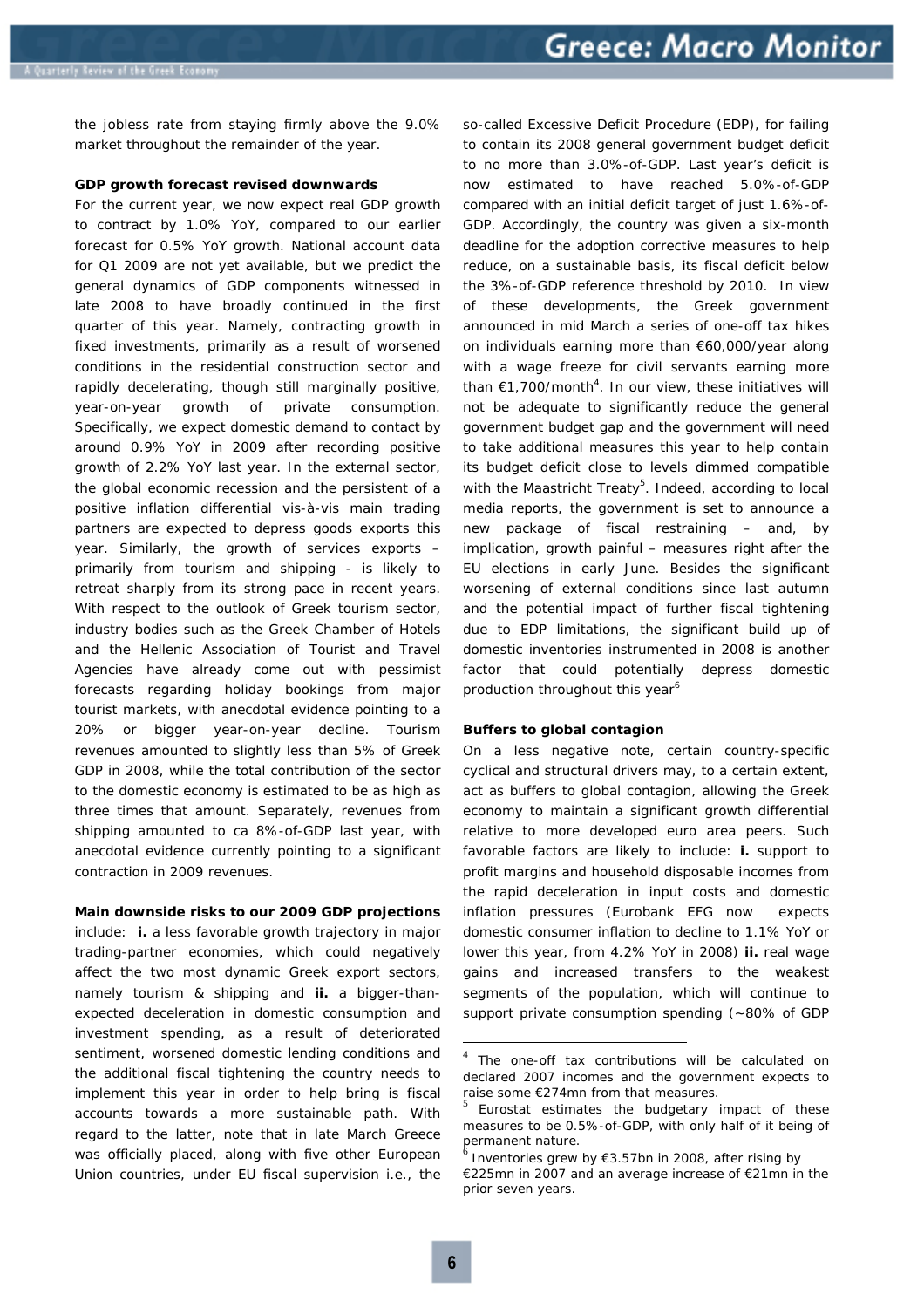the jobless rate from staying firmly above the 9.0% market throughout the remainder of the year.

**GDP growth forecast revised downwards**

For the current year, we now expect real GDP growth to contract by 1.0% YoY, compared to our earlier forecast for 0.5% YoY growth. National account data for Q1 2009 are not yet available, but we predict the general dynamics of GDP components witnessed in late 2008 to have broadly continued in the first quarter of this year. Namely, contracting growth in fixed investments, primarily as a result of worsened conditions in the residential construction sector and rapidly decelerating, though still marginally positive, year-on-year growth of private consumption. Specifically, we expect domestic demand to contact by around 0.9% YoY in 2009 after recording positive growth of 2.2% YoY last year. In the external sector, the global economic recession and the persistent of a positive inflation differential vis-à-vis main trading partners are expected to depress goods exports this year. Similarly, the growth of services exports – primarily from tourism and shipping - is likely to retreat sharply from its strong pace in recent years. With respect to the outlook of Greek tourism sector, industry bodies such as the Greek Chamber of Hotels and the Hellenic Association of Tourist and Travel Agencies have already come out with pessimist forecasts regarding holiday bookings from major tourist markets, with anecdotal evidence pointing to a 20% or bigger year-on-year decline. Tourism revenues amounted to slightly less than 5% of Greek GDP in 2008, while the total contribution of the sector to the domestic economy is estimated to be as high as three times that amount. Separately, revenues from shipping amounted to ca 8%-of-GDP last year, with anecdotal evidence currently pointing to a significant contraction in 2009 revenues.

**Main downside risks to our 2009 GDP projections** include: **i.** a less favorable growth trajectory in major trading-partner economies, which could negatively affect the two most dynamic Greek export sectors, namely tourism & shipping and **ii.** a bigger-than-expected deceleration in domestic consumption and investment spending, as a result of deteriorated sentiment, worsened domestic lending conditions and the additional fiscal tightening the country needs to implement this year in order to help bring is fiscal accounts towards a more sustainable path. With regard to the latter, note that in late March Greece was officially placed, along with five other European Union countries, under EU fiscal supervision i.e., the so-called Excessive Deficit Procedure (EDP), for failing to contain its 2008 general government budget deficit to no more than 3.0%-of-GDP. Last year's deficit is now estimated to have reached 5.0%-of-GDP compared with an initial deficit target of just 1.6%-of-GDP. Accordingly, the country was given a six-month deadline for the adoption corrective measures to help reduce, on a sustainable basis, its fiscal deficit below the 3%-of-GDP reference threshold by 2010. In view of these developments, the Greek government announced in mid March a series of one-off tax hikes on individuals earning more than €60,000/year along with a wage freeze for civil servants earning more than €1,700/month[4]. In our view, these initiatives will not be adequate to significantly reduce the general government budget gap and the government will need to take additional measures this year to help contain its budget deficit close to levels dimmed compatible with the Maastricht Treaty[5]. Indeed, according to local media reports, the government is set to announce a new package of fiscal restraining – and, by implication, growth painful – measures right after the EU elections in early June. Besides the significant worsening of external conditions since last autumn and the potential impact of further fiscal tightening due to EDP limitations, the significant build up of domestic inventories instrumented in 2008 is another factor that could potentially depress domestic production throughout this year[6]

**Buffers to global contagion**

On a less negative note, certain country-specific cyclical and structural drivers may, to a certain extent, act as buffers to global contagion, allowing the Greek economy to maintain a significant growth differential relative to more developed euro area peers. Such favorable factors are likely to include: **i.** support to profit margins and household disposable incomes from the rapid deceleration in input costs and domestic inflation pressures (Eurobank EFG now expects domestic consumer inflation to decline to 1.1% YoY or lower this year, from 4.2% YoY in 2008) **ii.** real wage gains and increased transfers to the weakest segments of the population, which will continue to support private consumption spending (~80% of GDP

---

[4] The one-off tax contributions will be calculated on declared 2007 incomes and the government expects to raise some €274mn from that measures.

[5] Eurostat estimates the budgetary impact of these measures to be 0.5%-of-GDP, with only half of it being of permanent nature.

[6] Inventories grew by €3.57bn in 2008, after rising by €225mn in 2007 and an average increase of €21mn in the prior seven years.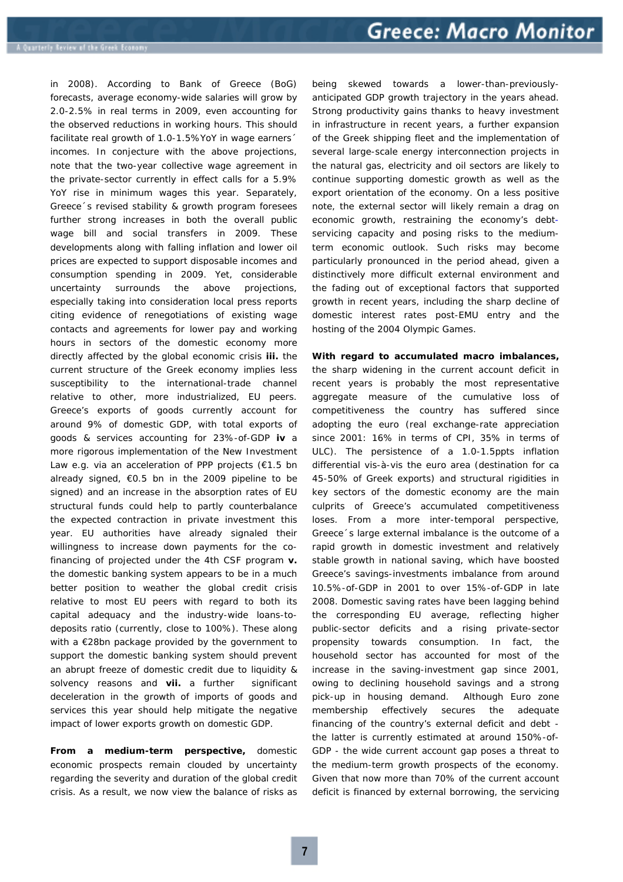in 2008). According to Bank of Greece (BoG) forecasts, average economy-wide salaries will grow by 2.0-2.5% in real terms in 2009, even accounting for the observed reductions in working hours. This should facilitate real growth of 1.0-1.5%YoY in wage earners´ incomes. In conjecture with the above projections, note that the two-year collective wage agreement in the private-sector currently in effect calls for a 5.9% YoY rise in minimum wages this year. Separately, Greece´s revised stability & growth program foresees further strong increases in both the overall public wage bill and social transfers in 2009. These developments along with falling inflation and lower oil prices are expected to support disposable incomes and consumption spending in 2009. Yet, considerable uncertainty surrounds the above projections, especially taking into consideration local press reports citing evidence of renegotiations of existing wage contacts and agreements for lower pay and working hours in sectors of the domestic economy more directly affected by the global economic crisis **iii.** the current structure of the Greek economy implies less susceptibility to the international-trade channel relative to other, more industrialized, EU peers. Greece's exports of goods currently account for around 9% of domestic GDP, with total exports of goods & services accounting for 23%-of-GDP **iv** a more rigorous implementation of the New Investment Law e.g. via an acceleration of PPP projects (€1.5 bn already signed, €0.5 bn in the 2009 pipeline to be signed) and an increase in the absorption rates of EU structural funds could help to partly counterbalance the expected contraction in private investment this year. EU authorities have already signaled their willingness to increase down payments for the co-financing of projected under the 4th CSF program **v.** the domestic banking system appears to be in a much better position to weather the global credit crisis relative to most EU peers with regard to both its capital adequacy and the industry-wide loans-to-deposits ratio (currently, close to 100%). These along with a €28bn package provided by the government to support the domestic banking system should prevent an abrupt freeze of domestic credit due to liquidity & solvency reasons and **vii.** a further significant deceleration in the growth of imports of goods and services this year should help mitigate the negative impact of lower exports growth on domestic GDP.

**From a medium-term perspective,** domestic economic prospects remain clouded by uncertainty regarding the severity and duration of the global credit crisis. As a result, we now view the balance of risks as being skewed towards a lower-than-previously-anticipated GDP growth trajectory in the years ahead. Strong productivity gains thanks to heavy investment in infrastructure in recent years, a further expansion of the Greek shipping fleet and the implementation of several large-scale energy interconnection projects in the natural gas, electricity and oil sectors are likely to continue supporting domestic growth as well as the export orientation of the economy. On a less positive note, the external sector will likely remain a drag on economic growth, restraining the economy's debt-servicing capacity and posing risks to the medium-term economic outlook. Such risks may become particularly pronounced in the period ahead, given a distinctively more difficult external environment and the fading out of exceptional factors that supported growth in recent years, including the sharp decline of domestic interest rates post-EMU entry and the hosting of the 2004 Olympic Games.

**With regard to accumulated macro imbalances,** the sharp widening in the current account deficit in recent years is probably the most representative aggregate measure of the cumulative loss of competitiveness the country has suffered since adopting the euro (real exchange-rate appreciation since 2001: 16% in terms of CPI, 35% in terms of ULC). The persistence of a 1.0-1.5ppts inflation differential vis-à-vis the euro area (destination for ca 45-50% of Greek exports) and structural rigidities in key sectors of the domestic economy are the main culprits of Greece's accumulated competitiveness loses. From a more inter-temporal perspective, Greece´s large external imbalance is the outcome of a rapid growth in domestic investment and relatively stable growth in national saving, which have boosted Greece's savings-investments imbalance from around 10.5%-of-GDP in 2001 to over 15%-of-GDP in late 2008. Domestic saving rates have been lagging behind the corresponding EU average, reflecting higher public-sector deficits and a rising private-sector propensity towards consumption. In fact, the household sector has accounted for most of the increase in the saving-investment gap since 2001, owing to declining household savings and a strong pick-up in housing demand. Although Euro zone membership effectively secures the adequate financing of the country's external deficit and debt - the latter is currently estimated at around 150%-of-GDP - the wide current account gap poses a threat to the medium-term growth prospects of the economy. Given that now more than 70% of the current account deficit is financed by external borrowing, the servicing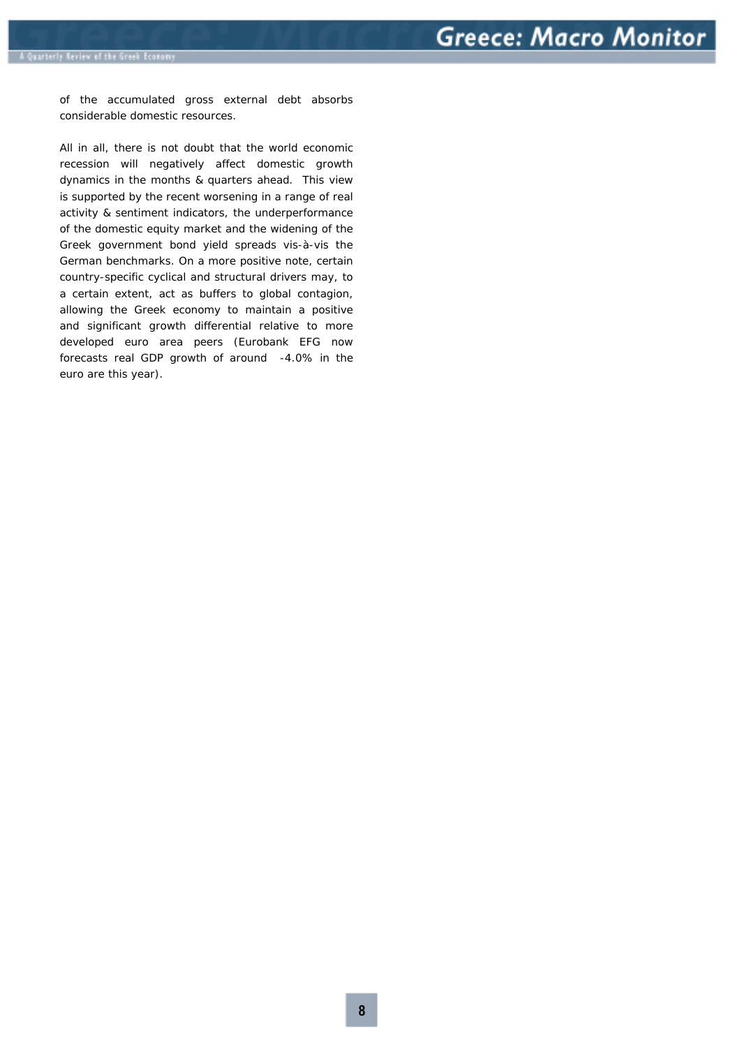of the accumulated gross external debt absorbs considerable domestic resources.

All in all, there is not doubt that the world economic recession will negatively affect domestic growth dynamics in the months & quarters ahead. This view is supported by the recent worsening in a range of real activity & sentiment indicators, the underperformance of the domestic equity market and the widening of the Greek government bond yield spreads vis-à-vis the German benchmarks. On a more positive note, certain country-specific cyclical and structural drivers may, to a certain extent, act as buffers to global contagion, allowing the Greek economy to maintain a positive and significant growth differential relative to more developed euro area peers (Eurobank EFG now forecasts real GDP growth of around -4.0% in the euro are this year).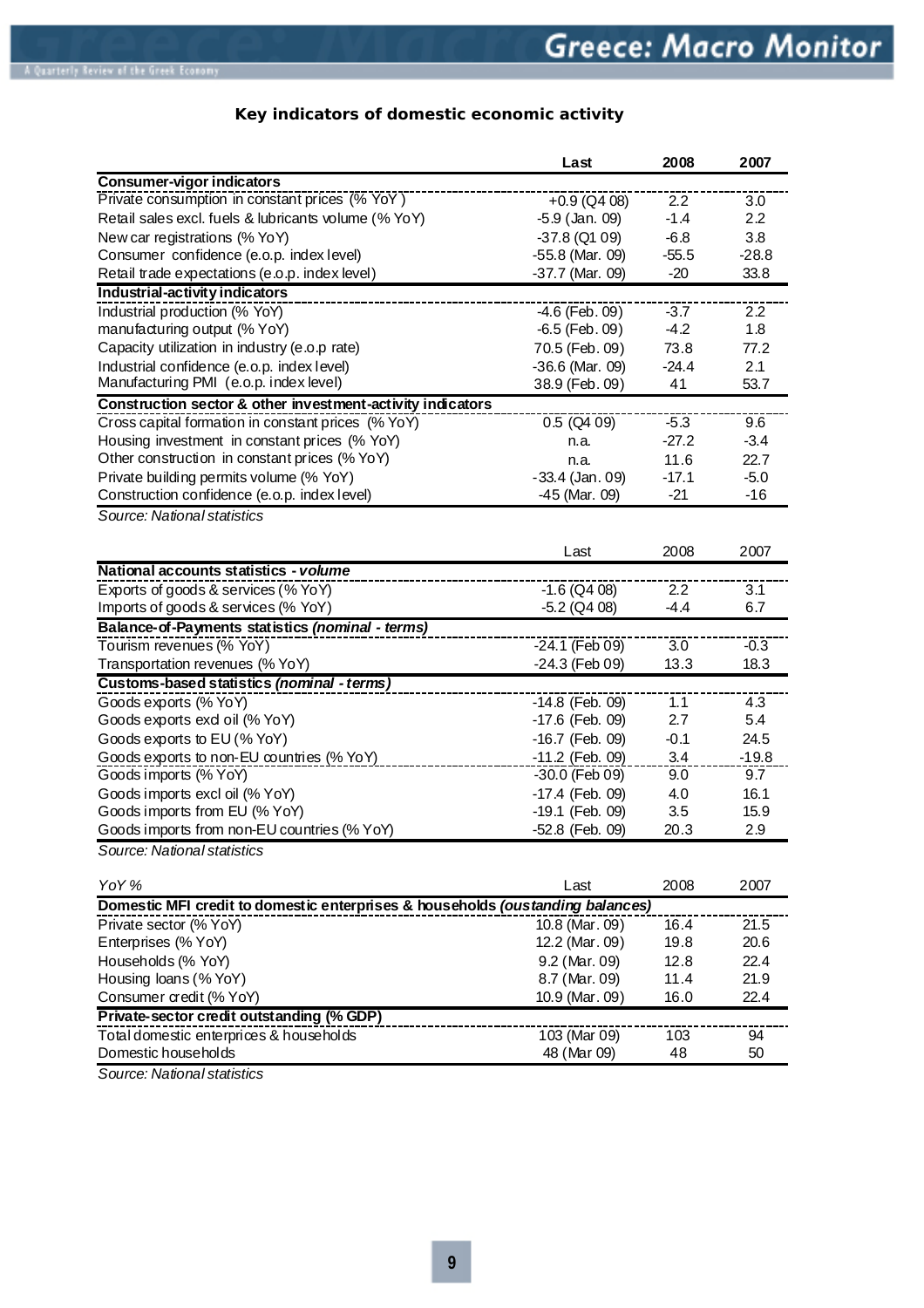## Key indicators of domestic economic activity

| | Last | 2008 | 2007 |
|---|---|---|---|
| **Consumer-vigor indicators** | | | |
| Private consumption in constant prices (% YoY) | +0.9 (Q4 08) | 2.2 | 3.0 |
| Retail sales excl. fuels & lubricants volume (% YoY) | -5.9 (Jan. 09) | -1.4 | 2.2 |
| New car registrations (% YoY) | -37.8 (Q1 09) | -6.8 | 3.8 |
| Consumer confidence (e.o.p. index level) | -55.8 (Mar. 09) | -55.5 | -28.8 |
| Retail trade expectations (e.o.p. index level) | -37.7 (Mar. 09) | -20 | 33.8 |
| **Industrial-activity indicators** | | | |
| Industrial production (% YoY) | -4.6 (Feb. 09) | -3.7 | 2.2 |
| manufacturing output (% YoY) | -6.5 (Feb. 09) | -4.2 | 1.8 |
| Capacity utilization in industry (e.o.p rate) | 70.5 (Feb. 09) | 73.8 | 77.2 |
| Industrial confidence (e.o.p. index level) | -36.6 (Mar. 09) | -24.4 | 2.1 |
| Manufacturing PMI (e.o.p. index level) | 38.9 (Feb. 09) | 41 | 53.7 |
| **Construction sector & other investment-activity indicators** | | | |
| Cross capital formation in constant prices (% YoY) | 0.5 (Q4 09) | -5.3 | 9.6 |
| Housing investment in constant prices (% YoY) | n.a. | -27.2 | -3.4 |
| Other construction in constant prices (% YoY) | n.a. | 11.6 | 22.7 |
| Private building permits volume (% YoY) | -33.4 (Jan. 09) | -17.1 | -5.0 |
| Construction confidence (e.o.p. index level) | -45 (Mar. 09) | -21 | -16 |

*Source: National statistics*

| | Last | 2008 | 2007 |
|---|---|---|---|
| **National accounts statistics *- volume*** | | | |
| Exports of goods & services (% YoY) | -1.6 (Q4 08) | 2.2 | 3.1 |
| Imports of goods & services (% YoY) | -5.2 (Q4 08) | -4.4 | 6.7 |
| **Balance-of-Payments statistics *(nominal - terms)*** | | | |
| Tourism revenues (% YoY) | -24.1 (Feb 09) | 3.0 | -0.3 |
| Transportation revenues (% YoY) | -24.3 (Feb 09) | 13.3 | 18.3 |
| **Customs-based statistics *(nominal - terms)*** | | | |
| Goods exports (% YoY) | -14.8 (Feb. 09) | 1.1 | 4.3 |
| Goods exports excl oil (% YoY) | -17.6 (Feb. 09) | 2.7 | 5.4 |
| Goods exports to EU (% YoY) | -16.7 (Feb. 09) | -0.1 | 24.5 |
| Goods exports to non-EU countries (% YoY) | -11.2 (Feb. 09) | 3.4 | -19.8 |
| Goods imports (% YoY) | -30.0 (Feb 09) | 9.0 | 9.7 |
| Goods imports excl oil (% YoY) | -17.4 (Feb. 09) | 4.0 | 16.1 |
| Goods imports from EU (% YoY) | -19.1 (Feb. 09) | 3.5 | 15.9 |
| Goods imports from non-EU countries (% YoY) | -52.8 (Feb. 09) | 20.3 | 2.9 |

*Source: National statistics*

| *YoY %* | Last | 2008 | 2007 |
|---|---|---|---|
| **Domestic MFI credit to domestic enterprises & households *(oustanding balances)*** | | | |
| Private sector (% YoY) | 10.8 (Mar. 09) | 16.4 | 21.5 |
| Enterprises (% YoY) | 12.2 (Mar. 09) | 19.8 | 20.6 |
| Households (% YoY) | 9.2 (Mar. 09) | 12.8 | 22.4 |
| Housing loans (% YoY) | 8.7 (Mar. 09) | 11.4 | 21.9 |
| Consumer credit (% YoY) | 10.9 (Mar. 09) | 16.0 | 22.4 |
| **Private-sector credit outstanding (% GDP)** | | | |
| Total domestic enterprises & households | 103 (Mar 09) | 103 | 94 |
| Domestic households | 48 (Mar 09) | 48 | 50 |

*Source: National statistics*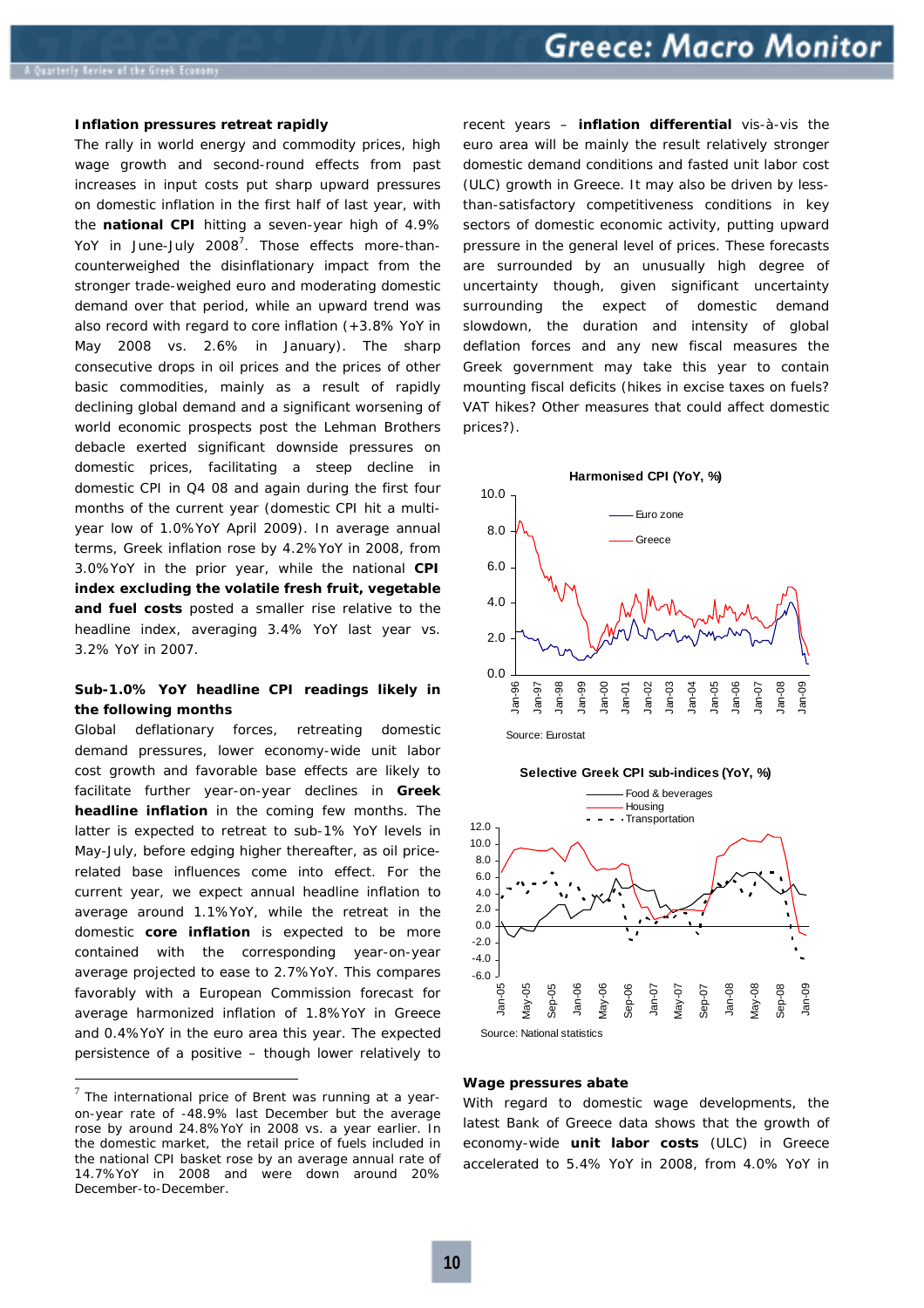**Inflation pressures retreat rapidly**

The rally in world energy and commodity prices, high wage growth and second-round effects from past increases in input costs put sharp upward pressures on domestic inflation in the first half of last year, with the **national CPI** hitting a seven-year high of 4.9% YoY in June-July 2008[7]. Those effects more-than-counterweighed the disinflationary impact from the stronger trade-weighed euro and moderating domestic demand over that period, while an upward trend was also record with regard to core inflation (+3.8% YoY in May 2008 vs. 2.6% in January). The sharp consecutive drops in oil prices and the prices of other basic commodities, mainly as a result of rapidly declining global demand and a significant worsening of world economic prospects post the Lehman Brothers debacle exerted significant downside pressures on domestic prices, facilitating a steep decline in domestic CPI in Q4 08 and again during the first four months of the current year (domestic CPI hit a multi-year low of 1.0%YoY April 2009). In average annual terms, Greek inflation rose by 4.2%YoY in 2008, from 3.0%YoY in the prior year, while the national **CPI index excluding the volatile fresh fruit, vegetable and fuel costs** posted a smaller rise relative to the headline index, averaging 3.4% YoY last year vs. 3.2% YoY in 2007.

**Sub-1.0% YoY headline CPI readings likely in the following months**

Global deflationary forces, retreating domestic demand pressures, lower economy-wide unit labor cost growth and favorable base effects are likely to facilitate further year-on-year declines in **Greek headline inflation** in the coming few months. The latter is expected to retreat to sub-1% YoY levels in May-July, before edging higher thereafter, as oil price-related base influences come into effect. For the current year, we expect annual headline inflation to average around 1.1%YoY, while the retreat in the domestic **core inflation** is expected to be more contained with the corresponding year-on-year average projected to ease to 2.7%YoY. This compares favorably with a European Commission forecast for average harmonized inflation of 1.8%YoY in Greece and 0.4%YoY in the euro area this year. The expected persistence of a positive – though lower relatively to recent years – **inflation differential** vis-à-vis the euro area will be mainly the result relatively stronger domestic demand conditions and fasted unit labor cost (ULC) growth in Greece. It may also be driven by less-than-satisfactory competitiveness conditions in key sectors of domestic economic activity, putting upward pressure in the general level of prices. These forecasts are surrounded by an unusually high degree of uncertainty though, given significant uncertainty surrounding the expect of domestic demand slowdown, the duration and intensity of global deflation forces and any new fiscal measures the Greek government may take this year to contain mounting fiscal deficits (hikes in excise taxes on fuels? VAT hikes? Other measures that could affect domestic prices?).

**Harmonised CPI (YoY, %)**

Source: Eurostat

**Selective Greek CPI sub-indices (YoY, %)**

Source: National statistics

**Wage pressures abate**

With regard to domestic wage developments, the latest Bank of Greece data shows that the growth of economy-wide **unit labor costs** (ULC) in Greece accelerated to 5.4% YoY in 2008, from 4.0% YoY in

---

[7] The international price of Brent was running at a year-on-year rate of -48.9% last December but the average rose by around 24.8%YoY in 2008 vs. a year earlier. In the domestic market, the retail price of fuels included in the national CPI basket rose by an average annual rate of 14.7%YoY in 2008 and were down around 20% December-to-December.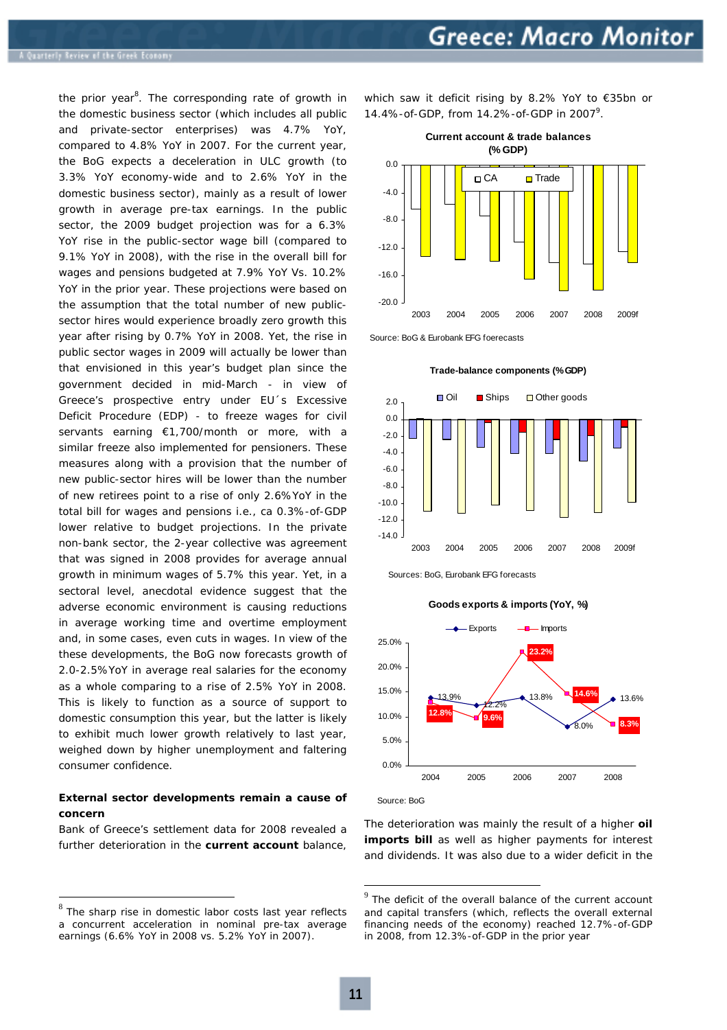the prior year[8]. The corresponding rate of growth in the domestic business sector (which includes all public and private-sector enterprises) was 4.7% YoY, compared to 4.8% YoY in 2007. For the current year, the BoG expects a deceleration in ULC growth (to 3.3% YoY economy-wide and to 2.6% YoY in the domestic business sector), mainly as a result of lower growth in average pre-tax earnings. In the public sector, the 2009 budget projection was for a 6.3% YoY rise in the public-sector wage bill (compared to 9.1% YoY in 2008), with the rise in the overall bill for wages and pensions budgeted at 7.9% YoY Vs. 10.2% YoY in the prior year. These projections were based on the assumption that the total number of new public-sector hires would experience broadly zero growth this year after rising by 0.7% YoY in 2008. Yet, the rise in public sector wages in 2009 will actually be lower than that envisioned in this year's budget plan since the government decided in mid-March - in view of Greece's prospective entry under EU´s Excessive Deficit Procedure (EDP) - to freeze wages for civil servants earning €1,700/month or more, with a similar freeze also implemented for pensioners. These measures along with a provision that the number of new public-sector hires will be lower than the number of new retirees point to a rise of only 2.6%YoY in the total bill for wages and pensions i.e., ca 0.3%-of-GDP lower relative to budget projections. In the private non-bank sector, the 2-year collective was agreement that was signed in 2008 provides for average annual growth in minimum wages of 5.7% this year. Yet, in a sectoral level, anecdotal evidence suggest that the adverse economic environment is causing reductions in average working time and overtime employment and, in some cases, even cuts in wages. In view of the these developments, the BoG now forecasts growth of 2.0-2.5%YoY in average real salaries for the economy as a whole comparing to a rise of 2.5% YoY in 2008. This is likely to function as a source of support to domestic consumption this year, but the latter is likely to exhibit much lower growth relatively to last year, weighed down by higher unemployment and faltering consumer confidence.

**External sector developments remain a cause of concern**

Bank of Greece's settlement data for 2008 revealed a further deterioration in the **current account** balance, which saw it deficit rising by 8.2% YoY to €35bn or 14.4%-of-GDP, from 14.2%-of-GDP in 2007[9].

**Current account & trade balances (% GDP)**

Source: BoG & Eurobank EFG foerecasts

**Trade-balance components (% GDP)**

Sources: BoG, Eurobank EFG forecasts

**Goods exports & imports (YoY, %)**

| | 2004 | 2005 | 2006 | 2007 | 2008 |
|---|---|---|---|---|---|
| Exports | 13.9% | 12.2% | 13.8% | 8.0% | 13.6% |
| Imports | 12.8% | 9.6% | 23.2% | 14.6% | 8.3% |

Source: BoG

The deterioration was mainly the result of a higher **oil imports bill** as well as higher payments for interest and dividends. It was also due to a wider deficit in the

---

[8] The sharp rise in domestic labor costs last year reflects a concurrent acceleration in nominal pre-tax average earnings (6.6% YoY in 2008 vs. 5.2% YoY in 2007).

[9] The deficit of the overall balance of the current account and capital transfers (which, reflects the overall external financing needs of the economy) reached 12.7%-of-GDP in 2008, from 12.3%-of-GDP in the prior year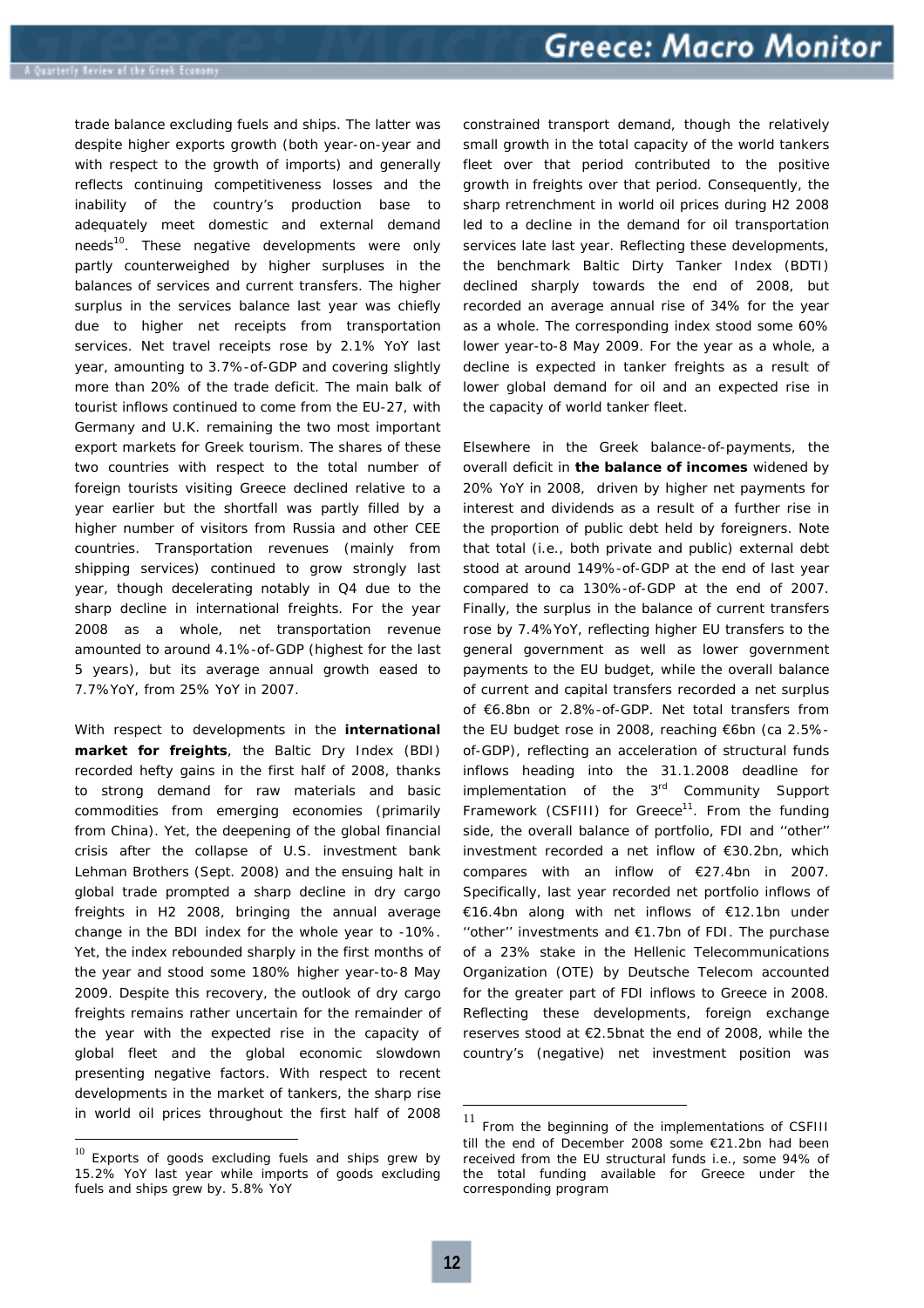trade balance excluding fuels and ships. The latter was despite higher exports growth (both year-on-year and with respect to the growth of imports) and generally reflects continuing competitiveness losses and the inability of the country's production base to adequately meet domestic and external demand needs[10]. These negative developments were only partly counterweighed by higher surpluses in the balances of services and current transfers. The higher surplus in the services balance last year was chiefly due to higher net receipts from transportation services. Net travel receipts rose by 2.1% YoY last year, amounting to 3.7%-of-GDP and covering slightly more than 20% of the trade deficit. The main balk of tourist inflows continued to come from the EU-27, with Germany and U.K. remaining the two most important export markets for Greek tourism. The shares of these two countries with respect to the total number of foreign tourists visiting Greece declined relative to a year earlier but the shortfall was partly filled by a higher number of visitors from Russia and other CEE countries. Transportation revenues (mainly from shipping services) continued to grow strongly last year, though decelerating notably in Q4 due to the sharp decline in international freights. For the year 2008 as a whole, net transportation revenue amounted to around 4.1%-of-GDP (highest for the last 5 years), but its average annual growth eased to 7.7%YoY, from 25% YoY in 2007.

With respect to developments in the **international market for freights**, the Baltic Dry Index (BDI) recorded hefty gains in the first half of 2008, thanks to strong demand for raw materials and basic commodities from emerging economies (primarily from China). Yet, the deepening of the global financial crisis after the collapse of U.S. investment bank Lehman Brothers (Sept. 2008) and the ensuing halt in global trade prompted a sharp decline in dry cargo freights in H2 2008, bringing the annual average change in the BDI index for the whole year to -10%. Yet, the index rebounded sharply in the first months of the year and stood some 180% higher year-to-8 May 2009. Despite this recovery, the outlook of dry cargo freights remains rather uncertain for the remainder of the year with the expected rise in the capacity of global fleet and the global economic slowdown presenting negative factors. With respect to recent developments in the market of tankers, the sharp rise in world oil prices throughout the first half of 2008 constrained transport demand, though the relatively small growth in the total capacity of the world tankers fleet over that period contributed to the positive growth in freights over that period. Consequently, the sharp retrenchment in world oil prices during H2 2008 led to a decline in the demand for oil transportation services late last year. Reflecting these developments, the benchmark Baltic Dirty Tanker Index (BDTI) declined sharply towards the end of 2008, but recorded an average annual rise of 34% for the year as a whole. The corresponding index stood some 60% lower year-to-8 May 2009. For the year as a whole, a decline is expected in tanker freights as a result of lower global demand for oil and an expected rise in the capacity of world tanker fleet.

Elsewhere in the Greek balance-of-payments, the overall deficit in **the balance of incomes** widened by 20% YoY in 2008, driven by higher net payments for interest and dividends as a result of a further rise in the proportion of public debt held by foreigners. Note that total (i.e., both private and public) external debt stood at around 149%-of-GDP at the end of last year compared to ca 130%-of-GDP at the end of 2007. Finally, the surplus in the balance of current transfers rose by 7.4%YoY, reflecting higher EU transfers to the general government as well as lower government payments to the EU budget, while the overall balance of current and capital transfers recorded a net surplus of €6.8bn or 2.8%-of-GDP. Net total transfers from the EU budget rose in 2008, reaching €6bn (ca 2.5%-of-GDP), reflecting an acceleration of structural funds inflows heading into the 31.1.2008 deadline for implementation of the 3rd Community Support Framework (CSFIII) for Greece[11]. From the funding side, the overall balance of portfolio, FDI and ''other'' investment recorded a net inflow of €30.2bn, which compares with an inflow of €27.4bn in 2007. Specifically, last year recorded net portfolio inflows of €16.4bn along with net inflows of €12.1bn under ''other'' investments and €1.7bn of FDI. The purchase of a 23% stake in the Hellenic Telecommunications Organization (OTE) by Deutsche Telecom accounted for the greater part of FDI inflows to Greece in 2008. Reflecting these developments, foreign exchange reserves stood at €2.5bnat the end of 2008, while the country's (negative) net investment position was

[10] Exports of goods excluding fuels and ships grew by 15.2% YoY last year while imports of goods excluding fuels and ships grew by. 5.8% YoY

[11] From the beginning of the implementations of CSFIII till the end of December 2008 some €21.2bn had been received from the EU structural funds i.e., some 94% of the total funding available for Greece under the corresponding program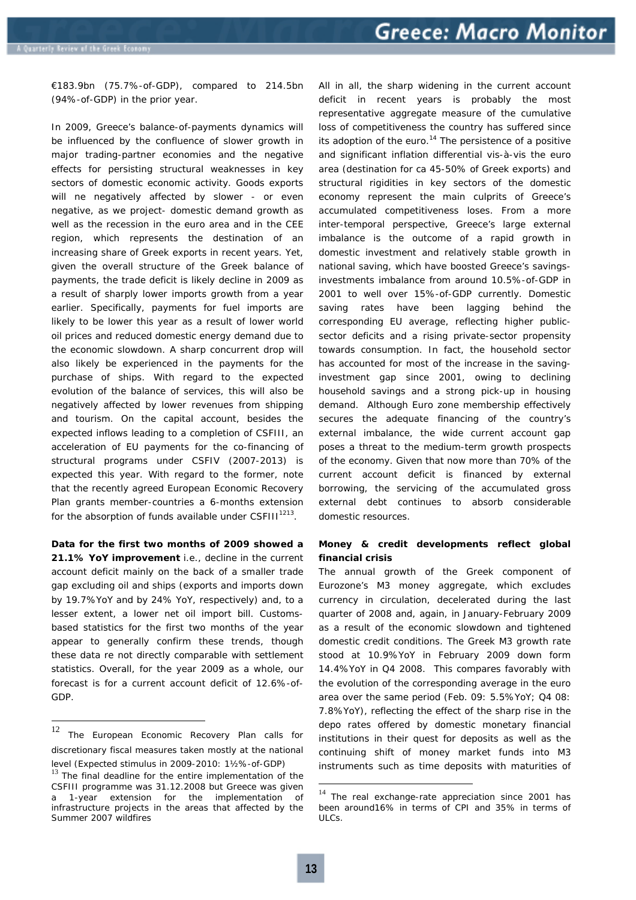€183.9bn (75.7%-of-GDP), compared to 214.5bn (94%-of-GDP) in the prior year.

In 2009, Greece's balance-of-payments dynamics will be influenced by the confluence of slower growth in major trading-partner economies and the negative effects for persisting structural weaknesses in key sectors of domestic economic activity. Goods exports will ne negatively affected by slower - or even negative, as we project- domestic demand growth as well as the recession in the euro area and in the CEE region, which represents the destination of an increasing share of Greek exports in recent years. Yet, given the overall structure of the Greek balance of payments, the trade deficit is likely decline in 2009 as a result of sharply lower imports growth from a year earlier. Specifically, payments for fuel imports are likely to be lower this year as a result of lower world oil prices and reduced domestic energy demand due to the economic slowdown. A sharp concurrent drop will also likely be experienced in the payments for the purchase of ships. With regard to the expected evolution of the balance of services, this will also be negatively affected by lower revenues from shipping and tourism. On the capital account, besides the expected inflows leading to a completion of CSFIII, an acceleration of EU payments for the co-financing of structural programs under CSFIV (2007-2013) is expected this year. With regard to the former, note that the recently agreed European Economic Recovery Plan grants member-countries a 6-months extension for the absorption of funds available under CSFIII[12][13].

**Data for the first two months of 2009 showed a 21.1% YoY improvement** i.e., decline in the current account deficit mainly on the back of a smaller trade gap excluding oil and ships (exports and imports down by 19.7%YoY and by 24% YoY, respectively) and, to a lesser extent, a lower net oil import bill. Customs-based statistics for the first two months of the year appear to generally confirm these trends, though these data re not directly comparable with settlement statistics. Overall, for the year 2009 as a whole, our forecast is for a current account deficit of 12.6%-of-GDP.

All in all, the sharp widening in the current account deficit in recent years is probably the most representative aggregate measure of the cumulative loss of competitiveness the country has suffered since its adoption of the euro.[14] The persistence of a positive and significant inflation differential vis-à-vis the euro area (destination for ca 45-50% of Greek exports) and structural rigidities in key sectors of the domestic economy represent the main culprits of Greece's accumulated competitiveness loses. From a more inter-temporal perspective, Greece's large external imbalance is the outcome of a rapid growth in domestic investment and relatively stable growth in national saving, which have boosted Greece's savings-investments imbalance from around 10.5%-of-GDP in 2001 to well over 15%-of-GDP currently. Domestic saving rates have been lagging behind the corresponding EU average, reflecting higher public-sector deficits and a rising private-sector propensity towards consumption. In fact, the household sector has accounted for most of the increase in the saving-investment gap since 2001, owing to declining household savings and a strong pick-up in housing demand. Although Euro zone membership effectively secures the adequate financing of the country's external imbalance, the wide current account gap poses a threat to the medium-term growth prospects of the economy. Given that now more than 70% of the current account deficit is financed by external borrowing, the servicing of the accumulated gross external debt continues to absorb considerable domestic resources.

**Money & credit developments reflect global financial crisis**

The annual growth of the Greek component of Eurozone's M3 money aggregate, which excludes currency in circulation, decelerated during the last quarter of 2008 and, again, in January-February 2009 as a result of the economic slowdown and tightened domestic credit conditions. The Greek M3 growth rate stood at 10.9%YoY in February 2009 down form 14.4%YoY in Q4 2008. This compares favorably with the evolution of the corresponding average in the euro area over the same period (Feb. 09: 5.5%YoY; Q4 08: 7.8%YoY), reflecting the effect of the sharp rise in the depo rates offered by domestic monetary financial institutions in their quest for deposits as well as the continuing shift of money market funds into M3 instruments such as time deposits with maturities of

---

[12] The European Economic Recovery Plan calls for discretionary fiscal measures taken mostly at the national level (Expected stimulus in 2009-2010: 1½%-of-GDP)

[13] The final deadline for the entire implementation of the CSFIII programme was 31.12.2008 but Greece was given a 1-year extension for the implementation of infrastructure projects in the areas that affected by the Summer 2007 wildfires

[14] The real exchange-rate appreciation since 2001 has been around16% in terms of CPI and 35% in terms of ULCs.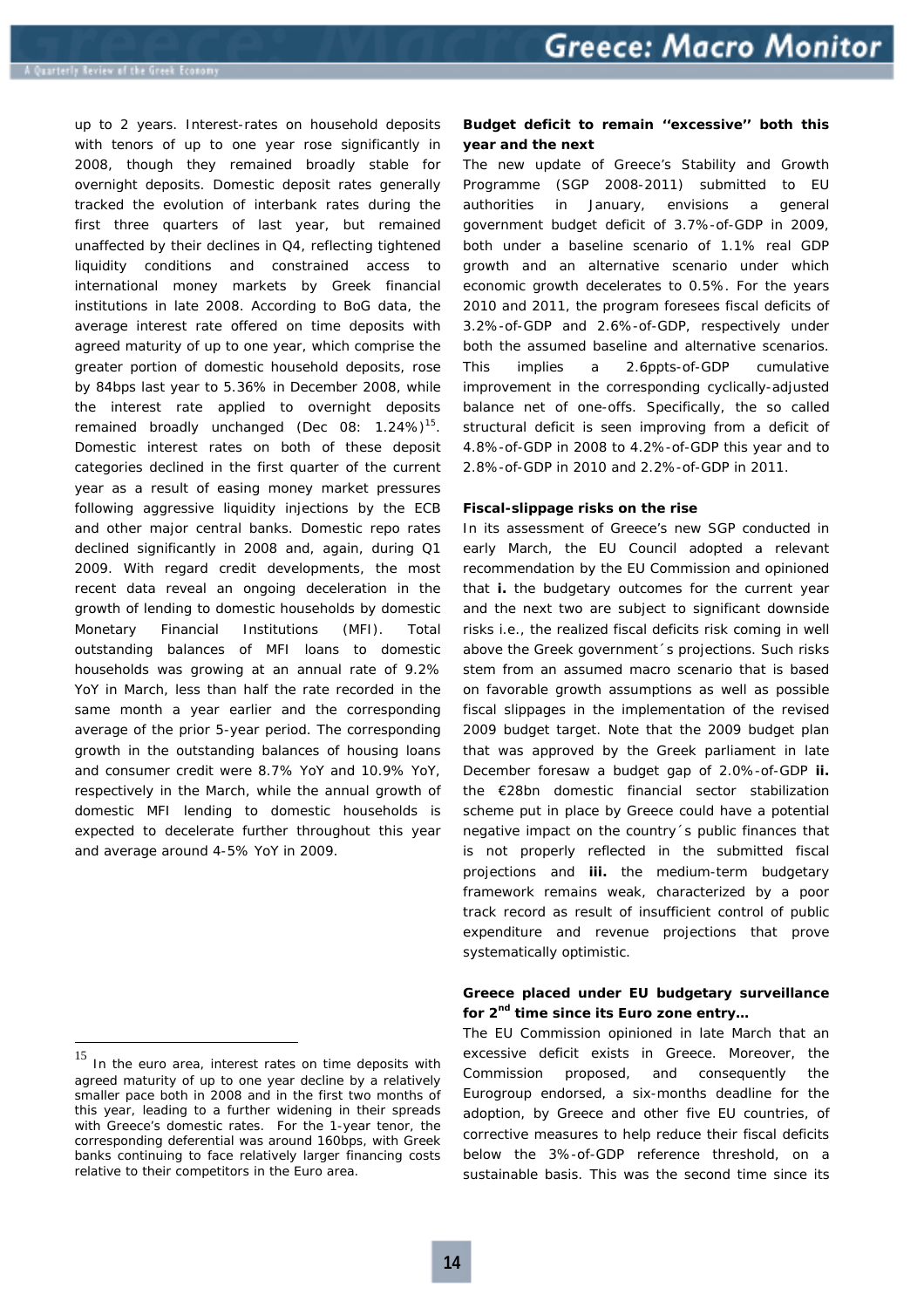up to 2 years. Interest-rates on household deposits with tenors of up to one year rose significantly in 2008, though they remained broadly stable for overnight deposits. Domestic deposit rates generally tracked the evolution of interbank rates during the first three quarters of last year, but remained unaffected by their declines in Q4, reflecting tightened liquidity conditions and constrained access to international money markets by Greek financial institutions in late 2008. According to BoG data, the average interest rate offered on time deposits with agreed maturity of up to one year, which comprise the greater portion of domestic household deposits, rose by 84bps last year to 5.36% in December 2008, while the interest rate applied to overnight deposits remained broadly unchanged (Dec 08: 1.24%)[15]. Domestic interest rates on both of these deposit categories declined in the first quarter of the current year as a result of easing money market pressures following aggressive liquidity injections by the ECB and other major central banks. Domestic repo rates declined significantly in 2008 and, again, during Q1 2009. With regard credit developments, the most recent data reveal an ongoing deceleration in the growth of lending to domestic households by domestic Monetary Financial Institutions (MFI). Total outstanding balances of MFI loans to domestic households was growing at an annual rate of 9.2% YoY in March, less than half the rate recorded in the same month a year earlier and the corresponding average of the prior 5-year period. The corresponding growth in the outstanding balances of housing loans and consumer credit were 8.7% YoY and 10.9% YoY, respectively in the March, while the annual growth of domestic MFI lending to domestic households is expected to decelerate further throughout this year and average around 4-5% YoY in 2009.

[15] In the euro area, interest rates on time deposits with agreed maturity of up to one year decline by a relatively smaller pace both in 2008 and in the first two months of this year, leading to a further widening in their spreads with Greece's domestic rates. For the 1-year tenor, the corresponding deferential was around 160bps, with Greek banks continuing to face relatively larger financing costs relative to their competitors in the Euro area.

**Budget deficit to remain "excessive" both this year and the next**

The new update of Greece's Stability and Growth Programme (SGP 2008-2011) submitted to EU authorities in January, envisions a general government budget deficit of 3.7%-of-GDP in 2009, both under a baseline scenario of 1.1% real GDP growth and an alternative scenario under which economic growth decelerates to 0.5%. For the years 2010 and 2011, the program foresees fiscal deficits of 3.2%-of-GDP and 2.6%-of-GDP, respectively under both the assumed baseline and alternative scenarios. This implies a 2.6ppts-of-GDP cumulative improvement in the corresponding cyclically-adjusted balance net of one-offs. Specifically, the so called structural deficit is seen improving from a deficit of 4.8%-of-GDP in 2008 to 4.2%-of-GDP this year and to 2.8%-of-GDP in 2010 and 2.2%-of-GDP in 2011.

**Fiscal-slippage risks on the rise**

In its assessment of Greece's new SGP conducted in early March, the EU Council adopted a relevant recommendation by the EU Commission and opinioned that **i.** the budgetary outcomes for the current year and the next two are subject to significant downside risks i.e., the realized fiscal deficits risk coming in well above the Greek government´s projections. Such risks stem from an assumed macro scenario that is based on favorable growth assumptions as well as possible fiscal slippages in the implementation of the revised 2009 budget target. Note that the 2009 budget plan that was approved by the Greek parliament in late December foresaw a budget gap of 2.0%-of-GDP **ii.** the €28bn domestic financial sector stabilization scheme put in place by Greece could have a potential negative impact on the country´s public finances that is not properly reflected in the submitted fiscal projections and **iii.** the medium-term budgetary framework remains weak, characterized by a poor track record as result of insufficient control of public expenditure and revenue projections that prove systematically optimistic.

**Greece placed under EU budgetary surveillance for 2nd time since its Euro zone entry…**

The EU Commission opinioned in late March that an excessive deficit exists in Greece. Moreover, the Commission proposed, and consequently the Eurogroup endorsed, a six-months deadline for the adoption, by Greece and other five EU countries, of corrective measures to help reduce their fiscal deficits below the 3%-of-GDP reference threshold, on a sustainable basis. This was the second time since its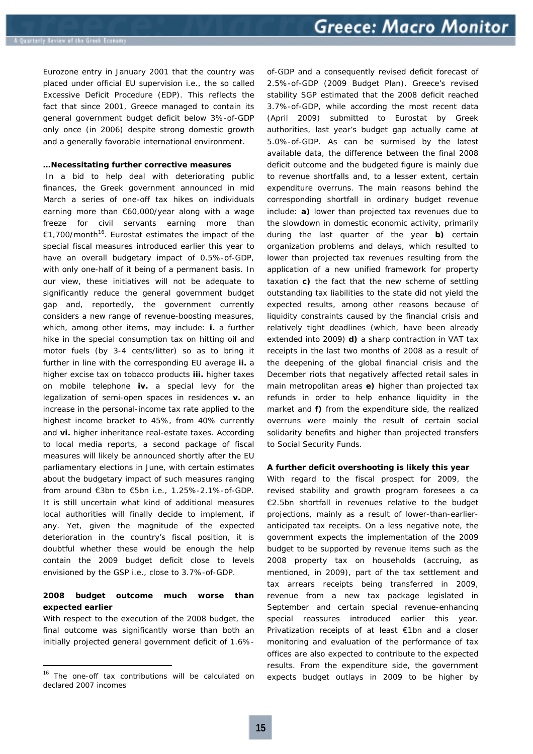Eurozone entry in January 2001 that the country was placed under official EU supervision i.e., the so called Excessive Deficit Procedure (EDP). This reflects the fact that since 2001, Greece managed to contain its general government budget deficit below 3%-of-GDP only once (in 2006) despite strong domestic growth and a generally favorable international environment.

**…Necessitating further corrective measures**

In a bid to help deal with deteriorating public finances, the Greek government announced in mid March a series of one-off tax hikes on individuals earning more than €60,000/year along with a wage freeze for civil servants earning more than €1,700/month[16]. Eurostat estimates the impact of the special fiscal measures introduced earlier this year to have an overall budgetary impact of 0.5%-of-GDP, with only one-half of it being of a permanent basis. In our view, these initiatives will not be adequate to significantly reduce the general government budget gap and, reportedly, the government currently considers a new range of revenue-boosting measures, which, among other items, may include: **i.** a further hike in the special consumption tax on hitting oil and motor fuels (by 3-4 cents/litter) so as to bring it further in line with the corresponding EU average **ii.** a higher excise tax on tobacco products **iii.** higher taxes on mobile telephone **iv.** a special levy for the legalization of semi-open spaces in residences **v.** an increase in the personal-income tax rate applied to the highest income bracket to 45%, from 40% currently and **vi.** higher inheritance real-estate taxes. According to local media reports, a second package of fiscal measures will likely be announced shortly after the EU parliamentary elections in June, with certain estimates about the budgetary impact of such measures ranging from around €3bn to €5bn i.e., 1.25%-2.1%-of-GDP. It is still uncertain what kind of additional measures local authorities will finally decide to implement, if any. Yet, given the magnitude of the expected deterioration in the country's fiscal position, it is doubtful whether these would be enough the help contain the 2009 budget deficit close to levels envisioned by the GSP i.e., close to 3.7%-of-GDP.

**2008 budget outcome much worse than expected earlier**

With respect to the execution of the 2008 budget, the final outcome was significantly worse than both an initially projected general government deficit of 1.6%-of-GDP and a consequently revised deficit forecast of 2.5%-of-GDP (2009 Budget Plan). Greece's revised stability SGP estimated that the 2008 deficit reached 3.7%-of-GDP, while according the most recent data (April 2009) submitted to Eurostat by Greek authorities, last year's budget gap actually came at 5.0%-of-GDP. As can be surmised by the latest available data, the difference between the final 2008 deficit outcome and the budgeted figure is mainly due to revenue shortfalls and, to a lesser extent, certain expenditure overruns. The main reasons behind the corresponding shortfall in ordinary budget revenue include: **a)** lower than projected tax revenues due to the slowdown in domestic economic activity, primarily during the last quarter of the year **b)** certain organization problems and delays, which resulted to lower than projected tax revenues resulting from the application of a new unified framework for property taxation **c)** the fact that the new scheme of settling outstanding tax liabilities to the state did not yield the expected results, among other reasons because of liquidity constraints caused by the financial crisis and relatively tight deadlines (which, have been already extended into 2009) **d)** a sharp contraction in VAT tax receipts in the last two months of 2008 as a result of the deepening of the global financial crisis and the December riots that negatively affected retail sales in main metropolitan areas **e)** higher than projected tax refunds in order to help enhance liquidity in the market and **f)** from the expenditure side, the realized overruns were mainly the result of certain social solidarity benefits and higher than projected transfers to Social Security Funds.

**A further deficit overshooting is likely this year**

With regard to the fiscal prospect for 2009, the revised stability and growth program foresees a ca €2.5bn shortfall in revenues relative to the budget projections, mainly as a result of lower-than-earlier-anticipated tax receipts. On a less negative note, the government expects the implementation of the 2009 budget to be supported by revenue items such as the 2008 property tax on households (accruing, as mentioned, in 2009), part of the tax settlement and tax arrears receipts being transferred in 2009, revenue from a new tax package legislated in September and certain special revenue-enhancing special reassures introduced earlier this year. Privatization receipts of at least €1bn and a closer monitoring and evaluation of the performance of tax offices are also expected to contribute to the expected results. From the expenditure side, the government expects budget outlays in 2009 to be higher by

---

[16] The one-off tax contributions will be calculated on declared 2007 incomes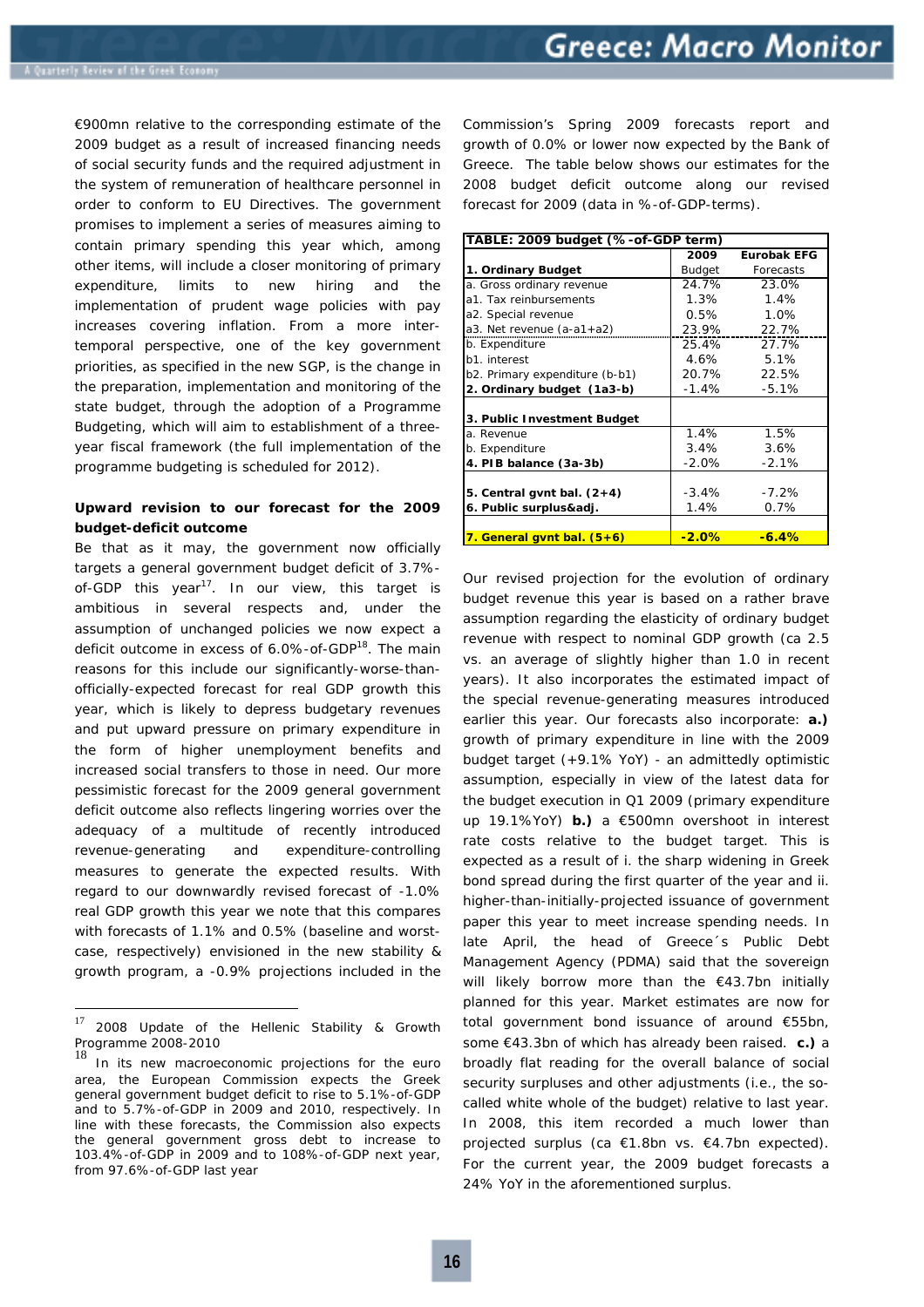€900mn relative to the corresponding estimate of the 2009 budget as a result of increased financing needs of social security funds and the required adjustment in the system of remuneration of healthcare personnel in order to conform to EU Directives. The government promises to implement a series of measures aiming to contain primary spending this year which, among other items, will include a closer monitoring of primary expenditure, limits to new hiring and the implementation of prudent wage policies with pay increases covering inflation. From a more inter-temporal perspective, one of the key government priorities, as specified in the new SGP, is the change in the preparation, implementation and monitoring of the state budget, through the adoption of a Programme Budgeting, which will aim to establishment of a three-year fiscal framework (the full implementation of the programme budgeting is scheduled for 2012).

**Upward revision to our forecast for the 2009 budget-deficit outcome**

Be that as it may, the government now officially targets a general government budget deficit of 3.7%-of-GDP this year[17]. In our view, this target is ambitious in several respects and, under the assumption of unchanged policies we now expect a deficit outcome in excess of 6.0%-of-GDP[18]. The main reasons for this include our significantly-worse-than-officially-expected forecast for real GDP growth this year, which is likely to depress budgetary revenues and put upward pressure on primary expenditure in the form of higher unemployment benefits and increased social transfers to those in need. Our more pessimistic forecast for the 2009 general government deficit outcome also reflects lingering worries over the adequacy of a multitude of recently introduced revenue-generating and expenditure-controlling measures to generate the expected results. With regard to our downwardly revised forecast of -1.0% real GDP growth this year we note that this compares with forecasts of 1.1% and 0.5% (baseline and worst-case, respectively) envisioned in the new stability & growth program, a -0.9% projections included in the Commission's Spring 2009 forecasts report and growth of 0.0% or lower now expected by the Bank of Greece. The table below shows our estimates for the 2008 budget deficit outcome along our revised forecast for 2009 (data in %-of-GDP-terms).

| TABLE: 2009 budget (%-of-GDP term) | | |
|---|---|---|
| **1. Ordinary Budget** | **2009** Budget | **Eurobak EFG** Forecasts |
| a. Gross ordinary revenue | 24.7% | 23.0% |
| a1. Tax reinbursements | 1.3% | 1.4% |
| a2. Special revenue | 0.5% | 1.0% |
| a3. Net revenue (a-a1+a2) | 23.9% | 22.7% |
| b. Expenditure | 25.4% | 27.7% |
| b1. interest | 4.6% | 5.1% |
| b2. Primary expenditure (b-b1) | 20.7% | 22.5% |
| **2. Ordinary budget (1a3-b)** | -1.4% | -5.1% |
| | | |
| **3. Public Investment Budget** | | |
| a. Revenue | 1.4% | 1.5% |
| b. Expenditure | 3.4% | 3.6% |
| **4. PIB balance (3a-3b)** | -2.0% | -2.1% |
| | | |
| **5. Central gvnt bal. (2+4)** | -3.4% | -7.2% |
| **6. Public surplus&adj.** | 1.4% | 0.7% |
| | | |
| **7. General gvnt bal. (5+6)** | **-2.0%** | **-6.4%** |

Our revised projection for the evolution of ordinary budget revenue this year is based on a rather brave assumption regarding the elasticity of ordinary budget revenue with respect to nominal GDP growth (ca 2.5 vs. an average of slightly higher than 1.0 in recent years). It also incorporates the estimated impact of the special revenue-generating measures introduced earlier this year. Our forecasts also incorporate: **a.)** growth of primary expenditure in line with the 2009 budget target (+9.1% YoY) - an admittedly optimistic assumption, especially in view of the latest data for the budget execution in Q1 2009 (primary expenditure up 19.1%YoY) **b.)** a €500mn overshoot in interest rate costs relative to the budget target. This is expected as a result of i. the sharp widening in Greek bond spread during the first quarter of the year and ii. higher-than-initially-projected issuance of government paper this year to meet increase spending needs. In late April, the head of Greece´s Public Debt Management Agency (PDMA) said that the sovereign will likely borrow more than the €43.7bn initially planned for this year. Market estimates are now for total government bond issuance of around €55bn, some €43.3bn of which has already been raised. **c.)** a broadly flat reading for the overall balance of social security surpluses and other adjustments (i.e., the so-called white whole of the budget) relative to last year. In 2008, this item recorded a much lower than projected surplus (ca €1.8bn vs. €4.7bn expected). For the current year, the 2009 budget forecasts a 24% YoY in the aforementioned surplus.

---

[17] 2008 Update of the Hellenic Stability & Growth Programme 2008-2010

[18] In its new macroeconomic projections for the euro area, the European Commission expects the Greek general government budget deficit to rise to 5.1%-of-GDP and to 5.7%-of-GDP in 2009 and 2010, respectively. In line with these forecasts, the Commission also expects the general government gross debt to increase to 103.4%-of-GDP in 2009 and to 108%-of-GDP next year, from 97.6%-of-GDP last year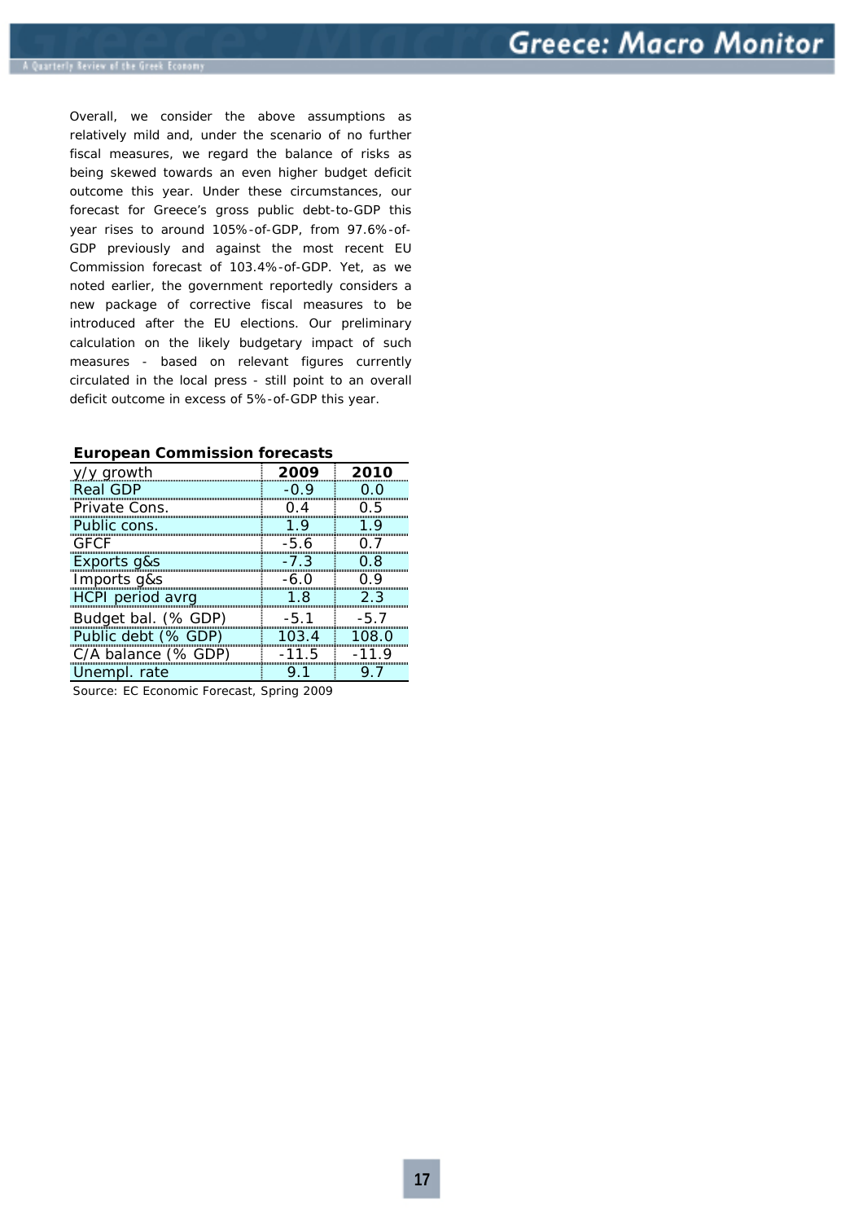Overall, we consider the above assumptions as relatively mild and, under the scenario of no further fiscal measures, we regard the balance of risks as being skewed towards an even higher budget deficit outcome this year. Under these circumstances, our forecast for Greece's gross public debt-to-GDP this year rises to around 105%-of-GDP, from 97.6%-of-GDP previously and against the most recent EU Commission forecast of 103.4%-of-GDP. Yet, as we noted earlier, the government reportedly considers a new package of corrective fiscal measures to be introduced after the EU elections. Our preliminary calculation on the likely budgetary impact of such measures - based on relevant figures currently circulated in the local press - still point to an overall deficit outcome in excess of 5%-of-GDP this year.

**European Commission forecasts**

| y/y growth | 2009 | 2010 |
|---|---|---|
| Real GDP | -0.9 | 0.0 |
| Private Cons. | 0.4 | 0.5 |
| Public cons. | 1.9 | 1.9 |
| GFCF | -5.6 | 0.7 |
| Exports g&s | -7.3 | 0.8 |
| Imports g&s | -6.0 | 0.9 |
| HCPI period avrg | 1.8 | 2.3 |
| Budget bal. (% GDP) | -5.1 | -5.7 |
| Public debt (% GDP) | 103.4 | 108.0 |
| C/A balance (% GDP) | -11.5 | -11.9 |
| Unempl. rate | 9.1 | 9.7 |

Source: EC Economic Forecast, Spring 2009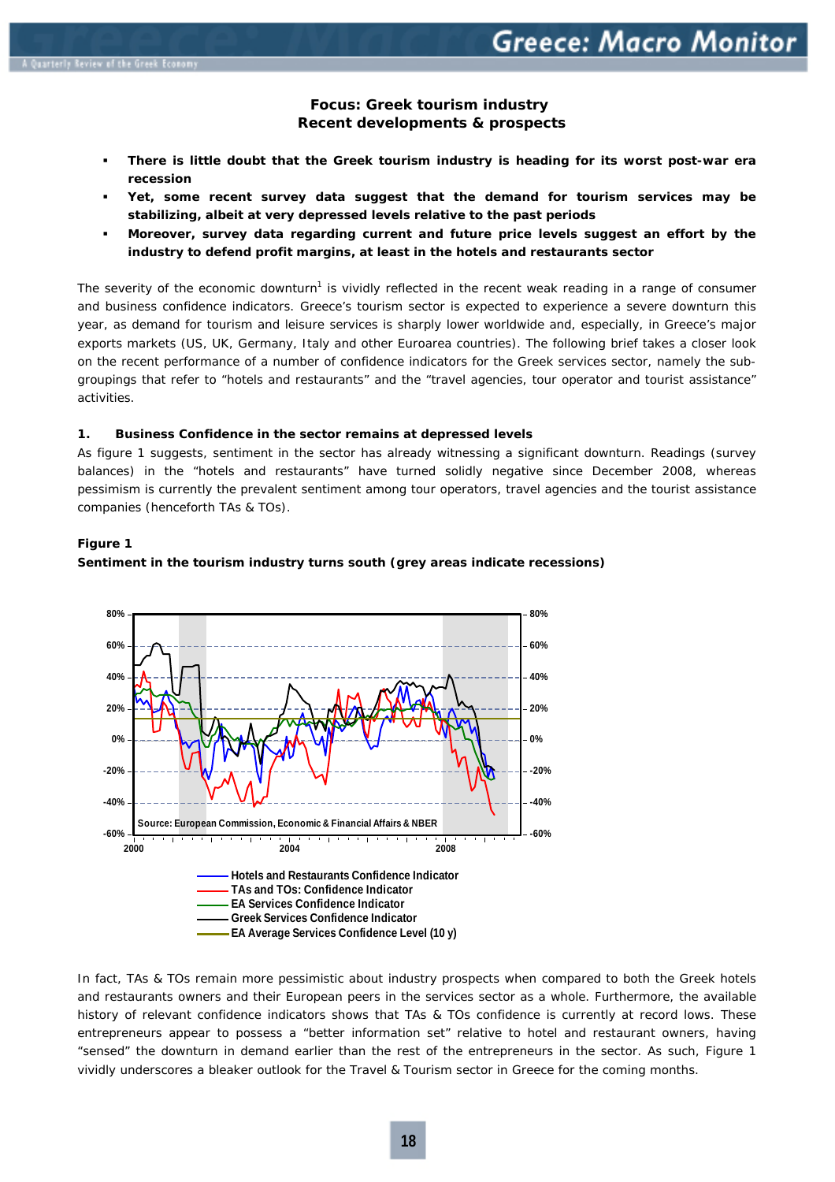### Focus: Greek tourism industry
### Recent developments & prospects

- **There is little doubt that the Greek tourism industry is heading for its worst post-war era recession**
- **Yet, some recent survey data suggest that the demand for tourism services may be stabilizing, albeit at very depressed levels relative to the past periods**
- **Moreover, survey data regarding current and future price levels suggest an effort by the industry to defend profit margins, at least in the hotels and restaurants sector**

The severity of the economic downturn[1] is vividly reflected in the recent weak reading in a range of consumer and business confidence indicators. Greece's tourism sector is expected to experience a severe downturn this year, as demand for tourism and leisure services is sharply lower worldwide and, especially, in Greece's major exports markets (US, UK, Germany, Italy and other Euroarea countries). The following brief takes a closer look on the recent performance of a number of confidence indicators for the Greek services sector, namely the sub-groupings that refer to "hotels and restaurants" and the "travel agencies, tour operator and tourist assistance" activities.

**1. Business Confidence in the sector remains at depressed levels**

As figure 1 suggests, sentiment in the sector has already witnessing a significant downturn. Readings (survey balances) in the "hotels and restaurants" have turned solidly negative since December 2008, whereas pessimism is currently the prevalent sentiment among tour operators, travel agencies and the tourist assistance companies (henceforth TAs & TOs).

**Figure 1**

**Sentiment in the tourism industry turns south (grey areas indicate recessions)**

Source: European Commission, Economic & Financial Affairs & NBER

- Hotels and Restaurants Confidence Indicator
- TAs and TOs: Confidence Indicator
- EA Services Confidence Indicator
- Greek Services Confidence Indicator
- EA Average Services Confidence Level (10 y)

In fact, TAs & TOs remain more pessimistic about industry prospects when compared to both the Greek hotels and restaurants owners and their European peers in the services sector as a whole. Furthermore, the available history of relevant confidence indicators shows that TAs & TOs confidence is currently at record lows. These entrepreneurs appear to possess a "better information set" relative to hotel and restaurant owners, having "sensed" the downturn in demand earlier than the rest of the entrepreneurs in the sector. As such, Figure 1 vividly underscores a bleaker outlook for the Travel & Tourism sector in Greece for the coming months.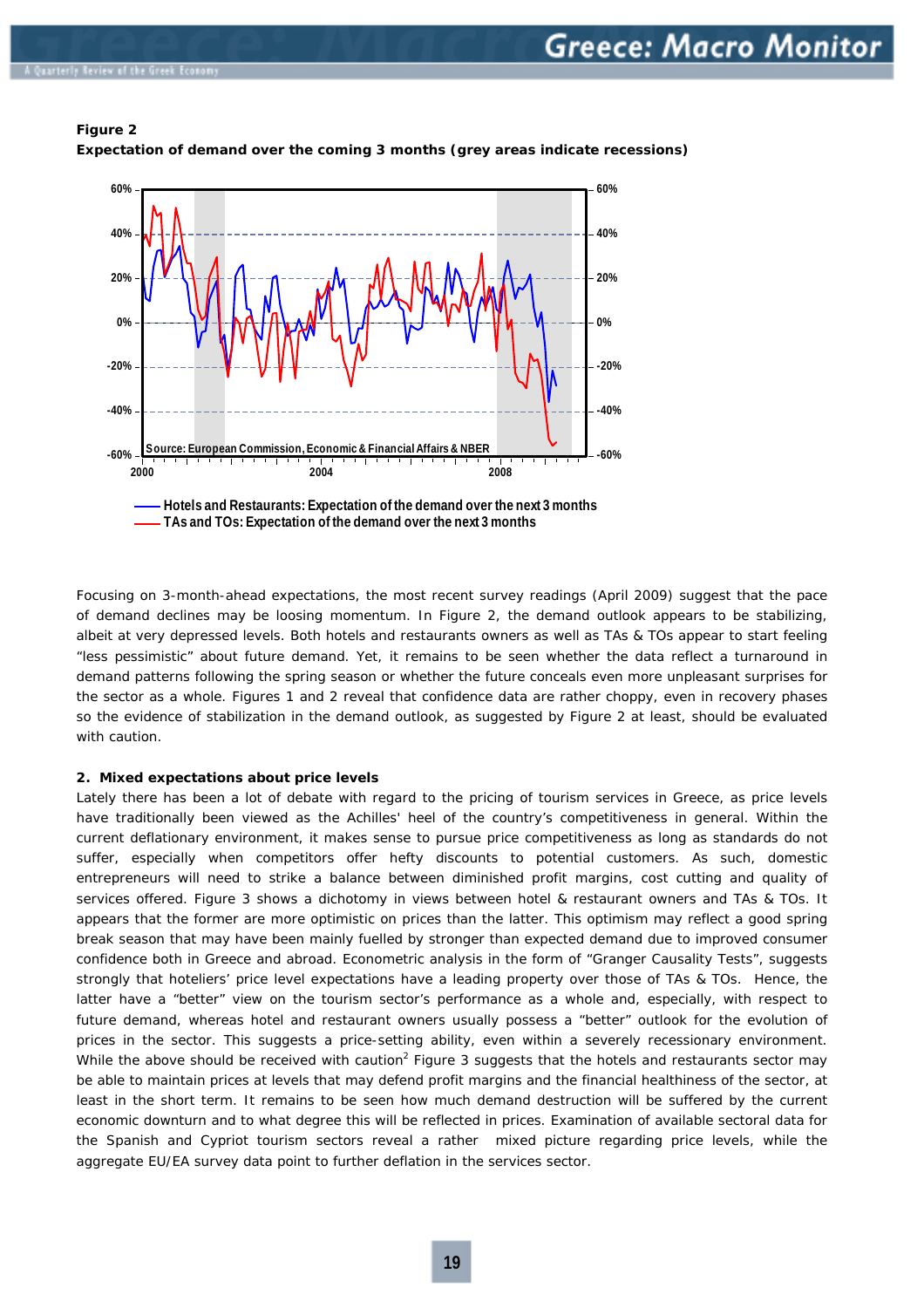**Figure 2**

**Expectation of demand over the coming 3 months (grey areas indicate recessions)**

Source: European Commission, Economic & Financial Affairs & NBER

Hotels and Restaurants: Expectation of the demand over the next 3 months
TAs and TOs: Expectation of the demand over the next 3 months

Focusing on 3-month-ahead expectations, the most recent survey readings (April 2009) suggest that the pace of demand declines may be loosing momentum. In Figure 2, the demand outlook appears to be stabilizing, albeit at very depressed levels. Both hotels and restaurants owners as well as TAs & TOs appear to start feeling "less pessimistic" about future demand. Yet, it remains to be seen whether the data reflect a turnaround in demand patterns following the spring season or whether the future conceals even more unpleasant surprises for the sector as a whole. Figures 1 and 2 reveal that confidence data are rather choppy, even in recovery phases so the evidence of stabilization in the demand outlook, as suggested by Figure 2 at least, should be evaluated with caution.

**2. Mixed expectations about price levels**

Lately there has been a lot of debate with regard to the pricing of tourism services in Greece, as price levels have traditionally been viewed as the Achilles' heel of the country's competitiveness in general. Within the current deflationary environment, it makes sense to pursue price competitiveness as long as standards do not suffer, especially when competitors offer hefty discounts to potential customers. As such, domestic entrepreneurs will need to strike a balance between diminished profit margins, cost cutting and quality of services offered. Figure 3 shows a dichotomy in views between hotel & restaurant owners and TAs & TOs. It appears that the former are more optimistic on prices than the latter. This optimism may reflect a good spring break season that may have been mainly fuelled by stronger than expected demand due to improved consumer confidence both in Greece and abroad. Econometric analysis in the form of "Granger Causality Tests", suggests strongly that hoteliers' price level expectations have a leading property over those of TAs & TOs. Hence, the latter have a "better" view on the tourism sector's performance as a whole and, especially, with respect to future demand, whereas hotel and restaurant owners usually possess a "better" outlook for the evolution of prices in the sector. This suggests a price-setting ability, even within a severely recessionary environment. While the above should be received with caution[2] Figure 3 suggests that the hotels and restaurants sector may be able to maintain prices at levels that may defend profit margins and the financial healthiness of the sector, at least in the short term. It remains to be seen how much demand destruction will be suffered by the current economic downturn and to what degree this will be reflected in prices. Examination of available sectoral data for the Spanish and Cypriot tourism sectors reveal a rather mixed picture regarding price levels, while the aggregate EU/EA survey data point to further deflation in the services sector.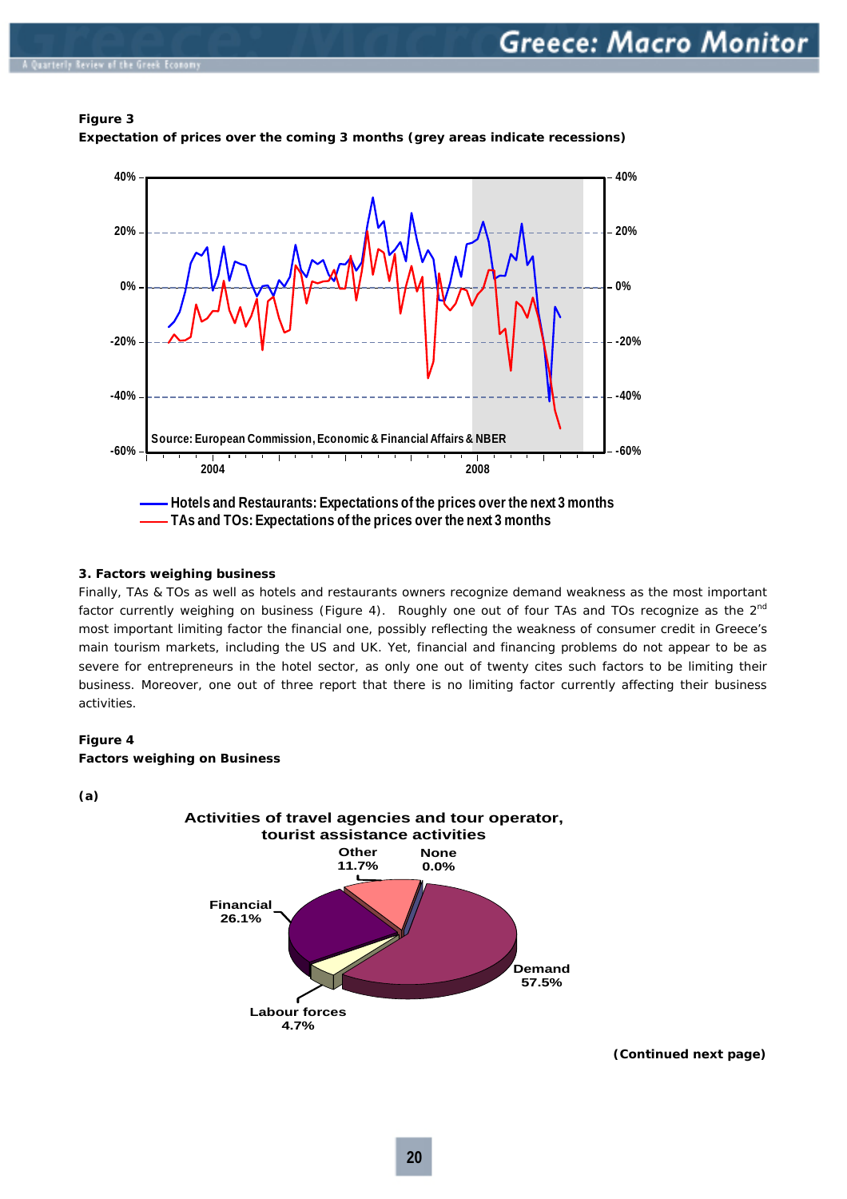**Figure 3**
**Expectation of prices over the coming 3 months (grey areas indicate recessions)**

Source: European Commission, Economic & Financial Affairs & NBER

Hotels and Restaurants: Expectations of the prices over the next 3 months
TAs and TOs: Expectations of the prices over the next 3 months

### 3. Factors weighing business

Finally, TAs & TOs as well as hotels and restaurants owners recognize demand weakness as the most important factor currently weighing on business (Figure 4). Roughly one out of four TAs and TOs recognize as the 2[nd] most important limiting factor the financial one, possibly reflecting the weakness of consumer credit in Greece's main tourism markets, including the US and UK. Yet, financial and financing problems do not appear to be as severe for entrepreneurs in the hotel sector, as only one out of twenty cites such factors to be limiting their business. Moreover, one out of three report that there is no limiting factor currently affecting their business activities.

**Figure 4**
**Factors weighing on Business**

**(a)**

Activities of travel agencies and tour operator, tourist assistance activities

Other 11.7%; None 0.0%; Financial 26.1%; Demand 57.5%; Labour forces 4.7%

**(Continued next page)**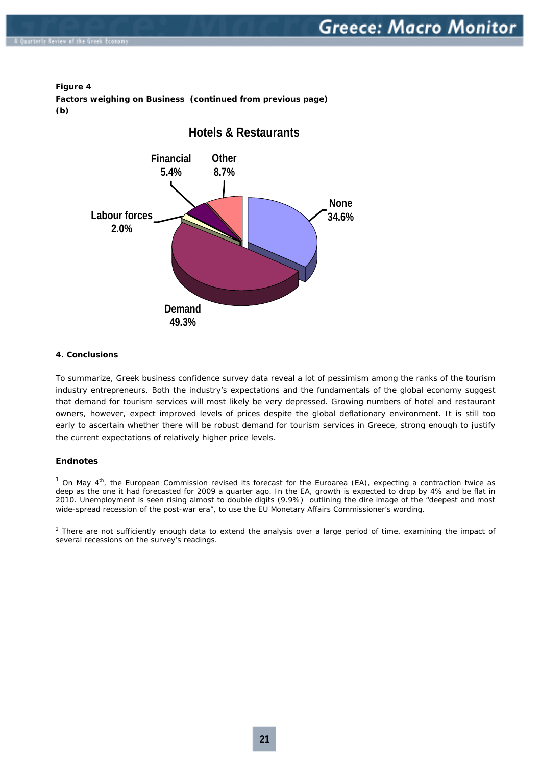**Figure 4**
**Factors weighing on Business (continued from previous page)**
**(b)**

Hotels & Restaurants

Financial
5.4%

Other
8.7%

None
34.6%

Labour forces
2.0%

Demand
49.3%

#### 4. Conclusions

To summarize, Greek business confidence survey data reveal a lot of pessimism among the ranks of the tourism industry entrepreneurs. Both the industry's expectations and the fundamentals of the global economy suggest that demand for tourism services will most likely be very depressed. Growing numbers of hotel and restaurant owners, however, expect improved levels of prices despite the global deflationary environment. It is still too early to ascertain whether there will be robust demand for tourism services in Greece, strong enough to justify the current expectations of relatively higher price levels.

#### Endnotes

[1] On May 4th, the European Commission revised its forecast for the Euroarea (EA), expecting a contraction twice as deep as the one it had forecasted for 2009 a quarter ago. In the EA, growth is expected to drop by 4% and be flat in 2010. Unemployment is seen rising almost to double digits (9.9%) outlining the dire image of the "deepest and most wide-spread recession of the post-war era", to use the EU Monetary Affairs Commissioner's wording.

[2] There are not sufficiently enough data to extend the analysis over a large period of time, examining the impact of several recessions on the survey's readings.